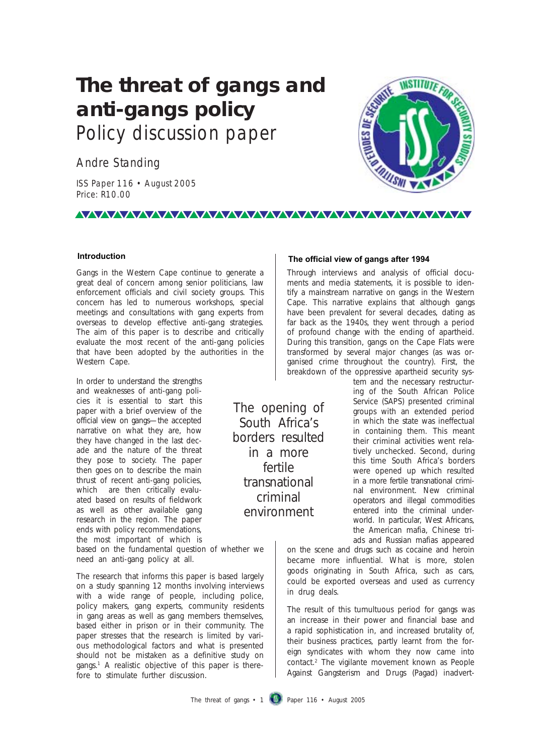# The threat of gangs and anti-gangs policy

## Policy discussion paper

Andre Standing

ISS Paper 116 • August 2005

Price: R10.00

### Introduction

Gangs in the Western Cape continue to generate a great deal of concern among senior politicians, law enforcement officials and civil society groups. This concern has led to numerous workshops, special meetings and consultations with gang experts from overseas to develop effective anti-gang strategies. The aim of this paper is to describe and critically evaluate the most recent of the anti-gang policies that have been adopted by the authorities in the Western Cape.

In order to understand the strengths and weaknesses of anti-gang policies it is essential to start this paper with a brief overview of the official view on gangs—the accepted narrative on what they are, how they have changed in the last decade and the nature of the threat they pose to society. The paper then goes on to describe the main thrust of recent anti-gang policies, which are then critically evaluated based on results of fieldwork as well as other available gang research in the region. The paper ends with policy recommendations, the most important of which is based on the fundamental question of whether we need an anti-gang policy at all.

The research that informs this paper is based largely on a study spanning 12 months involving interviews with a wide range of people, including police, policy makers, gang experts, community residents in gang areas as well as gang members themselves, based either in prison or in their community. The paper stresses that the research is limited by various methodological factors and what is presented should not be mistaken as a definitive study on gangs.[1] A realistic objective of this paper is therefore to stimulate further discussion.

### The official view of gangs after 1994

Through interviews and analysis of official documents and media statements, it is possible to identify a mainstream narrative on gangs in the Western Cape. This narrative explains that although gangs have been prevalent for several decades, dating as far back as the 1940s, they went through a period of profound change with the ending of apartheid. During this transition, gangs on the Cape Flats were transformed by several major changes (as was organised crime throughout the country). First, the breakdown of the oppressive apartheid security system and the necessary restructuring of the South African Police Service (SAPS) presented criminal groups with an extended period in which the state was ineffectual in containing them. This meant their criminal activities went relatively unchecked. Second, during this time South Africa's borders were opened up which resulted in a more fertile transnational criminal environment. New criminal operators and illegal commodities entered into the criminal underworld. In particular, West Africans, the American mafia, Chinese triads and Russian mafias appeared on the scene and drugs such as cocaine and heroin became more influential. What is more, stolen goods originating in South Africa, such as cars, could be exported overseas and used as currency in drug deals.

> The opening of South Africa's borders resulted in a more fertile transnational criminal environment

The result of this tumultuous period for gangs was an increase in their power and financial base and a rapid sophistication in, and increased brutality of, their business practices, partly learnt from the foreign syndicates with whom they now came into contact.[2] The vigilante movement known as People Against Gangsterism and Drugs (Pagad) inadvert-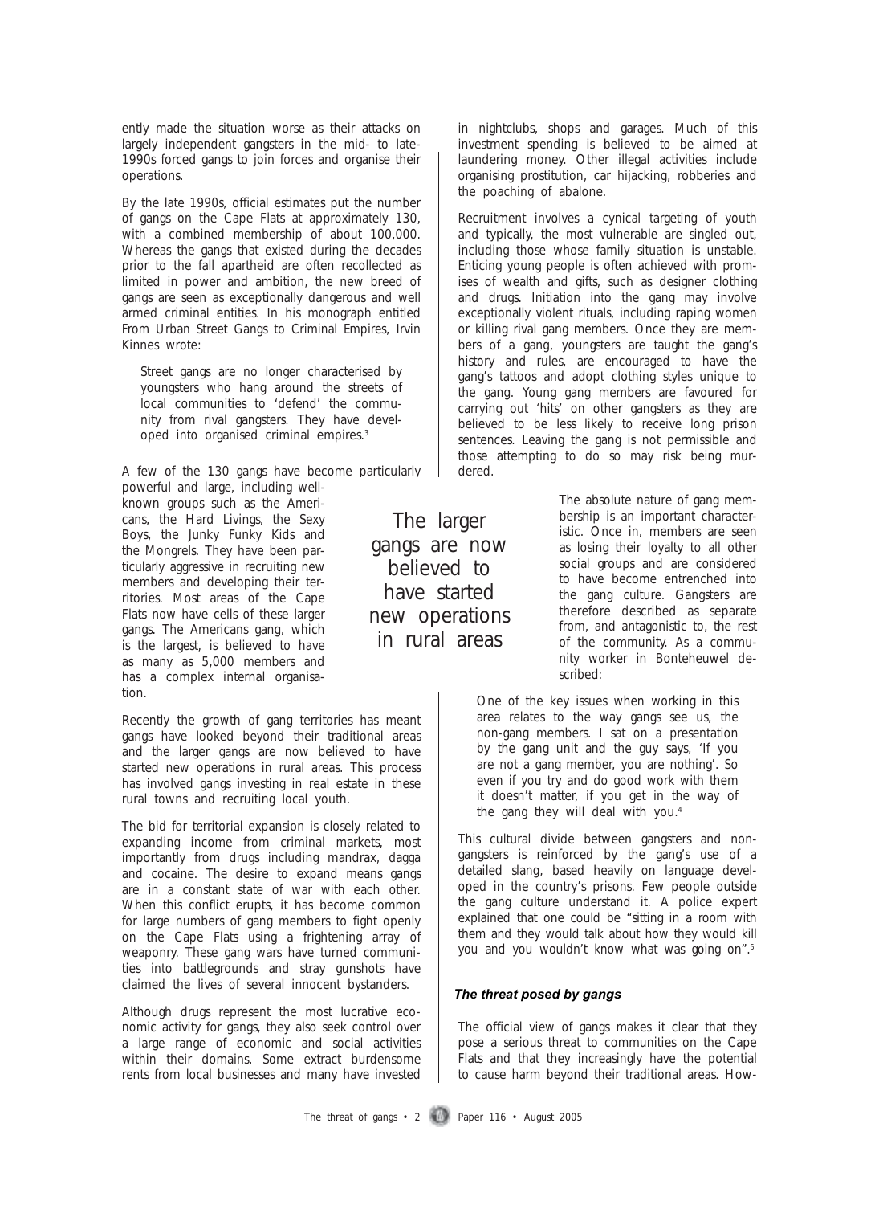ently made the situation worse as their attacks on largely independent gangsters in the mid- to late-1990s forced gangs to join forces and organise their operations.

By the late 1990s, official estimates put the number of gangs on the Cape Flats at approximately 130, with a combined membership of about 100,000. Whereas the gangs that existed during the decades prior to the fall apartheid are often recollected as limited in power and ambition, the new breed of gangs are seen as exceptionally dangerous and well armed criminal entities. In his monograph entitled From Urban Street Gangs to Criminal Empires, Irvin Kinnes wrote:

> Street gangs are no longer characterised by youngsters who hang around the streets of local communities to 'defend' the community from rival gangsters. They have developed into organised criminal empires.[3]

A few of the 130 gangs have become particularly powerful and large, including well-known groups such as the Americans, the Hard Livings, the Sexy Boys, the Junky Funky Kids and the Mongrels. They have been particularly aggressive in recruiting new members and developing their territories. Most areas of the Cape Flats now have cells of these larger gangs. The Americans gang, which is the largest, is believed to have as many as 5,000 members and has a complex internal organisation.

Recently the growth of gang territories has meant gangs have looked beyond their traditional areas and the larger gangs are now believed to have started new operations in rural areas. This process has involved gangs investing in real estate in these rural towns and recruiting local youth.

The bid for territorial expansion is closely related to expanding income from criminal markets, most importantly from drugs including mandrax, dagga and cocaine. The desire to expand means gangs are in a constant state of war with each other. When this conflict erupts, it has become common for large numbers of gang members to fight openly on the Cape Flats using a frightening array of weaponry. These gang wars have turned communities into battlegrounds and stray gunshots have claimed the lives of several innocent bystanders.

Although drugs represent the most lucrative economic activity for gangs, they also seek control over a large range of economic and social activities within their domains. Some extract burdensome rents from local businesses and many have invested in nightclubs, shops and garages. Much of this investment spending is believed to be aimed at laundering money. Other illegal activities include organising prostitution, car hijacking, robberies and the poaching of abalone.

Recruitment involves a cynical targeting of youth and typically, the most vulnerable are singled out, including those whose family situation is unstable. Enticing young people is often achieved with promises of wealth and gifts, such as designer clothing and drugs. Initiation into the gang may involve exceptionally violent rituals, including raping women or killing rival gang members. Once they are members of a gang, youngsters are taught the gang's history and rules, are encouraged to have the gang's tattoos and adopt clothing styles unique to the gang. Young gang members are favoured for carrying out 'hits' on other gangsters as they are believed to be less likely to receive long prison sentences. Leaving the gang is not permissible and those attempting to do so may risk being murdered.

> The larger gangs are now believed to have started new operations in rural areas

The absolute nature of gang membership is an important characteristic. Once in, members are seen as losing their loyalty to all other social groups and are considered to have become entrenched into the gang culture. Gangsters are therefore described as separate from, and antagonistic to, the rest of the community. As a community worker in Bonteheuwel described:

> One of the key issues when working in this area relates to the way gangs see us, the non-gang members. I sat on a presentation by the gang unit and the guy says, 'If you are not a gang member, you are nothing'. So even if you try and do good work with them it doesn't matter, if you get in the way of the gang they will deal with you.[4]

This cultural divide between gangsters and non-gangsters is reinforced by the gang's use of a detailed slang, based heavily on language developed in the country's prisons. Few people outside the gang culture understand it. A police expert explained that one could be "sitting in a room with them and they would talk about how they would kill you and you wouldn't know what was going on".[5]

### *The threat posed by gangs*

The official view of gangs makes it clear that they pose a serious threat to communities on the Cape Flats and that they increasingly have the potential to cause harm beyond their traditional areas. How-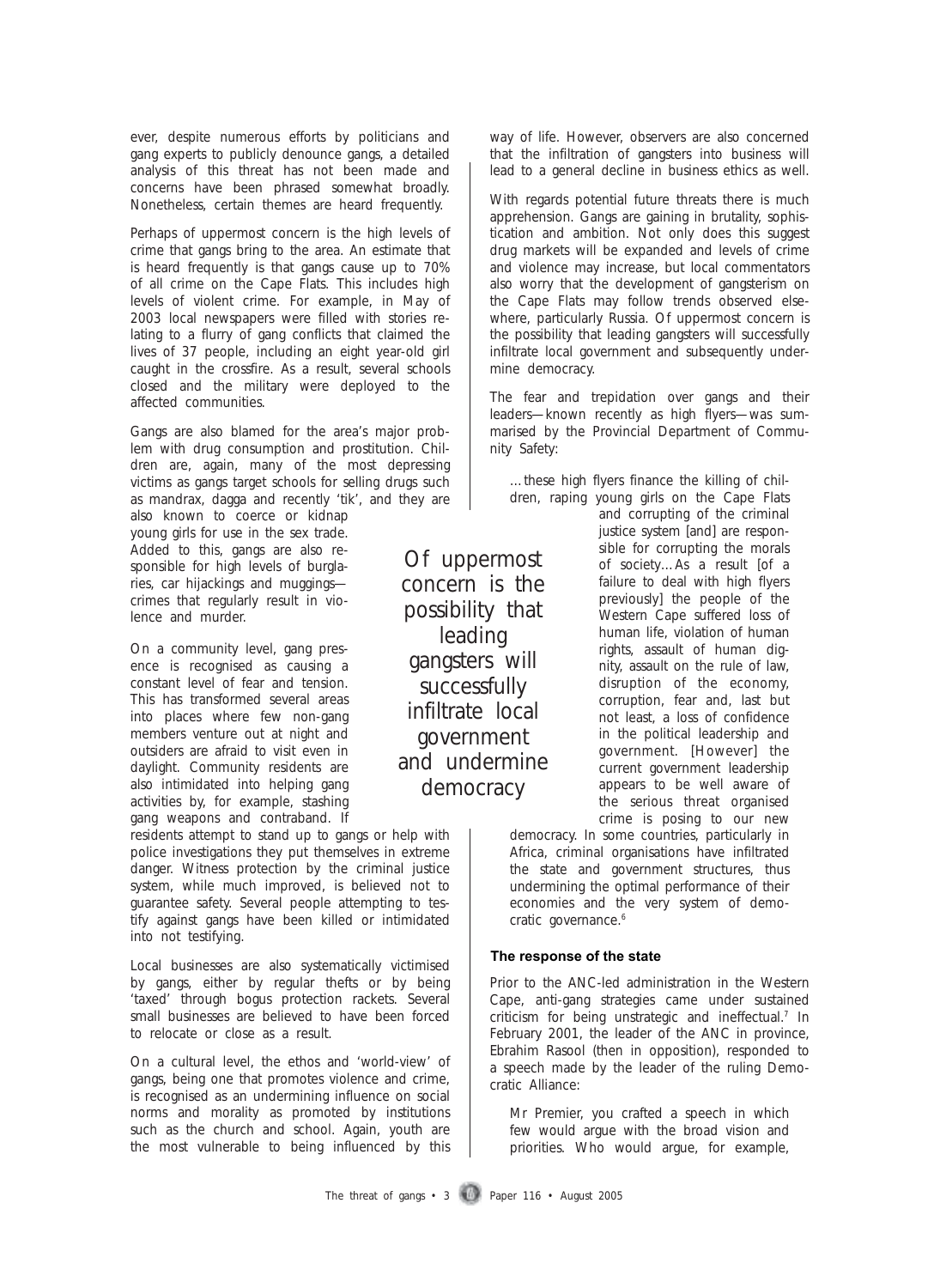ever, despite numerous efforts by politicians and gang experts to publicly denounce gangs, a detailed analysis of this threat has not been made and concerns have been phrased somewhat broadly. Nonetheless, certain themes are heard frequently.

Perhaps of uppermost concern is the high levels of crime that gangs bring to the area. An estimate that is heard frequently is that gangs cause up to 70% of all crime on the Cape Flats. This includes high levels of violent crime. For example, in May of 2003 local newspapers were filled with stories relating to a flurry of gang conflicts that claimed the lives of 37 people, including an eight year-old girl caught in the crossfire. As a result, several schools closed and the military were deployed to the affected communities.

Gangs are also blamed for the area's major problem with drug consumption and prostitution. Children are, again, many of the most depressing victims as gangs target schools for selling drugs such as mandrax, dagga and recently 'tik', and they are also known to coerce or kidnap young girls for use in the sex trade. Added to this, gangs are also responsible for high levels of burglaries, car hijackings and muggings—crimes that regularly result in violence and murder.

On a community level, gang presence is recognised as causing a constant level of fear and tension. This has transformed several areas into places where few non-gang members venture out at night and outsiders are afraid to visit even in daylight. Community residents are also intimidated into helping gang activities by, for example, stashing gang weapons and contraband. If residents attempt to stand up to gangs or help with police investigations they put themselves in extreme danger. Witness protection by the criminal justice system, while much improved, is believed not to guarantee safety. Several people attempting to testify against gangs have been killed or intimidated into not testifying.

Local businesses are also systematically victimised by gangs, either by regular thefts or by being 'taxed' through bogus protection rackets. Several small businesses are believed to have been forced to relocate or close as a result.

On a cultural level, the ethos and 'world-view' of gangs, being one that promotes violence and crime, is recognised as an undermining influence on social norms and morality as promoted by institutions such as the church and school. Again, youth are the most vulnerable to being influenced by this way of life. However, observers are also concerned that the infiltration of gangsters into business will lead to a general decline in business ethics as well.

With regards potential future threats there is much apprehension. Gangs are gaining in brutality, sophistication and ambition. Not only does this suggest drug markets will be expanded and levels of crime and violence may increase, but local commentators also worry that the development of gangsterism on the Cape Flats may follow trends observed elsewhere, particularly Russia. Of uppermost concern is the possibility that leading gangsters will successfully infiltrate local government and subsequently undermine democracy.

> *Of uppermost concern is the possibility that leading gangsters will successfully infiltrate local government and undermine democracy*

The fear and trepidation over gangs and their leaders—known recently as high flyers—was summarised by the Provincial Department of Community Safety:

> …these high flyers finance the killing of children, raping young girls on the Cape Flats and corrupting of the criminal justice system [and] are responsible for corrupting the morals of society…As a result [of a failure to deal with high flyers previously] the people of the Western Cape suffered loss of human life, violation of human rights, assault of human dignity, assault on the rule of law, disruption of the economy, corruption, fear and, last but not least, a loss of confidence in the political leadership and government. [However] the current government leadership appears to be well aware of the serious threat organised crime is posing to our new democracy. In some countries, particularly in Africa, criminal organisations have infiltrated the state and government structures, thus undermining the optimal performance of their economies and the very system of democratic governance.[6]

### The response of the state

Prior to the ANC-led administration in the Western Cape, anti-gang strategies came under sustained criticism for being unstrategic and ineffectual.[7] In February 2001, the leader of the ANC in province, Ebrahim Rasool (then in opposition), responded to a speech made by the leader of the ruling Democratic Alliance:

> Mr Premier, you crafted a speech in which few would argue with the broad vision and priorities. Who would argue, for example,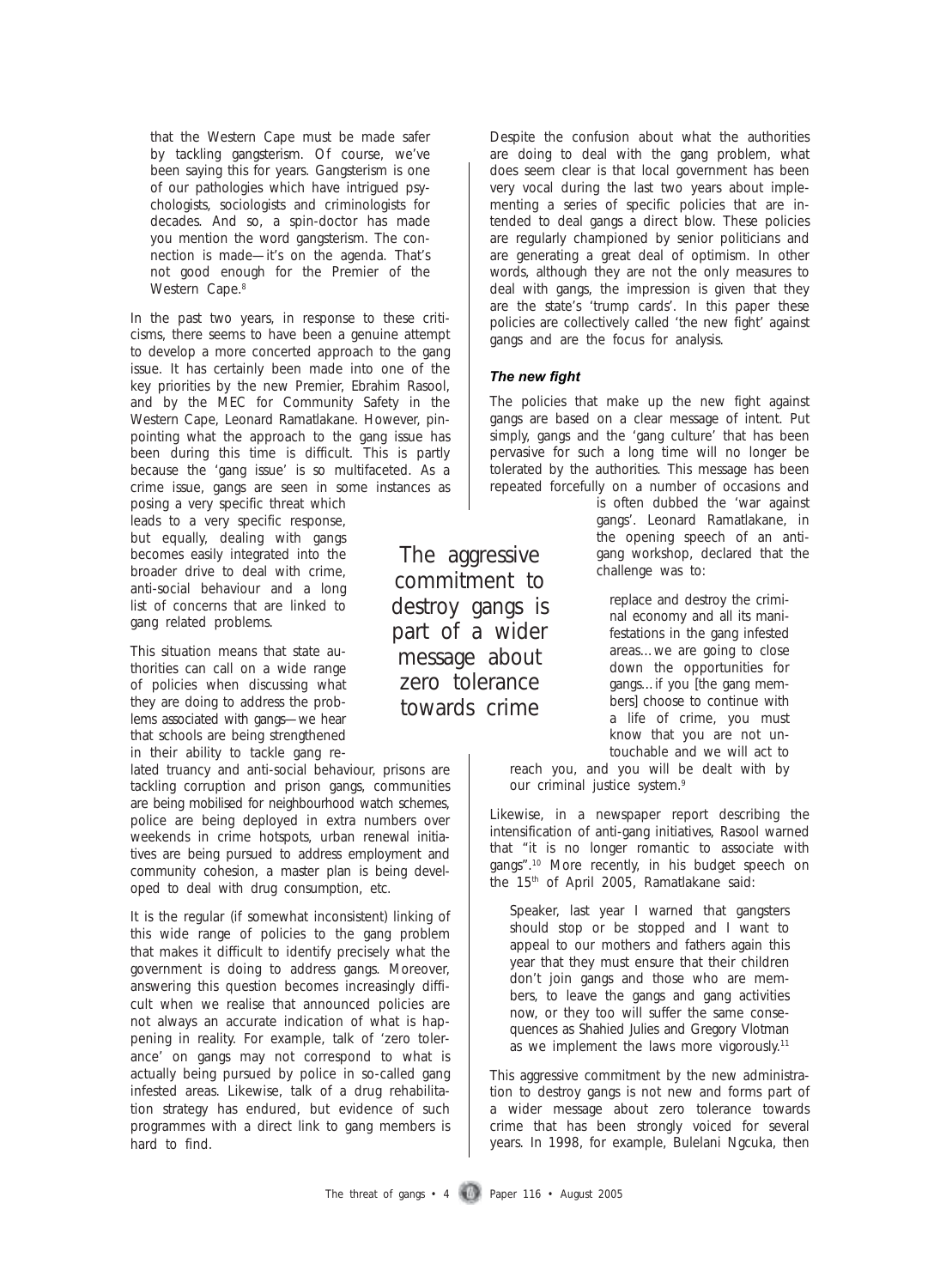that the Western Cape must be made safer by tackling gangsterism. Of course, we've been saying this for years. Gangsterism is one of our pathologies which have intrigued psychologists, sociologists and criminologists for decades. And so, a spin-doctor has made you mention the word gangsterism. The connection is made—it's on the agenda. That's not good enough for the Premier of the Western Cape.[8]

In the past two years, in response to these criticisms, there seems to have been a genuine attempt to develop a more concerted approach to the gang issue. It has certainly been made into one of the key priorities by the new Premier, Ebrahim Rasool, and by the MEC for Community Safety in the Western Cape, Leonard Ramatlakane. However, pinpointing what the approach to the gang issue has been during this time is difficult. This is partly because the 'gang issue' is so multifaceted. As a crime issue, gangs are seen in some instances as posing a very specific threat which leads to a very specific response, but equally, dealing with gangs becomes easily integrated into the broader drive to deal with crime, anti-social behaviour and a long list of concerns that are linked to gang related problems.

This situation means that state authorities can call on a wide range of policies when discussing what they are doing to address the problems associated with gangs—we hear that schools are being strengthened in their ability to tackle gang related truancy and anti-social behaviour, prisons are tackling corruption and prison gangs, communities are being mobilised for neighbourhood watch schemes, police are being deployed in extra numbers over weekends in crime hotspots, urban renewal initiatives are being pursued to address employment and community cohesion, a master plan is being developed to deal with drug consumption, etc.

It is the regular (if somewhat inconsistent) linking of this wide range of policies to the gang problem that makes it difficult to identify precisely what the government is doing to address gangs. Moreover, answering this question becomes increasingly difficult when we realise that announced policies are not always an accurate indication of what is happening in reality. For example, talk of 'zero tolerance' on gangs may not correspond to what is actually being pursued by police in so-called gang infested areas. Likewise, talk of a drug rehabilitation strategy has endured, but evidence of such programmes with a direct link to gang members is hard to find.

> The aggressive commitment to destroy gangs is part of a wider message about zero tolerance towards crime

Despite the confusion about what the authorities are doing to deal with the gang problem, what does seem clear is that local government has been very vocal during the last two years about implementing a series of specific policies that are intended to deal gangs a direct blow. These policies are regularly championed by senior politicians and are generating a great deal of optimism. In other words, although they are not the only measures to deal with gangs, the impression is given that they are the state's 'trump cards'. In this paper these policies are collectively called 'the new fight' against gangs and are the focus for analysis.

### *The new fight*

The policies that make up the new fight against gangs are based on a clear message of intent. Put simply, gangs and the 'gang culture' that has been pervasive for such a long time will no longer be tolerated by the authorities. This message has been repeated forcefully on a number of occasions and is often dubbed the 'war against gangs'. Leonard Ramatlakane, in the opening speech of an anti-gang workshop, declared that the challenge was to:

> replace and destroy the criminal economy and all its manifestations in the gang infested areas…we are going to close down the opportunities for gangs…if you [the gang members] choose to continue with a life of crime, you must know that you are not untouchable and we will act to reach you, and you will be dealt with by our criminal justice system.[9]

Likewise, in a newspaper report describing the intensification of anti-gang initiatives, Rasool warned that "it is no longer romantic to associate with gangs".[10] More recently, in his budget speech on the 15th of April 2005, Ramatlakane said:

> Speaker, last year I warned that gangsters should stop or be stopped and I want to appeal to our mothers and fathers again this year that they must ensure that their children don't join gangs and those who are members, to leave the gangs and gang activities now, or they too will suffer the same consequences as Shahied Julies and Gregory Vlotman as we implement the laws more vigorously.[11]

This aggressive commitment by the new administration to destroy gangs is not new and forms part of a wider message about zero tolerance towards crime that has been strongly voiced for several years. In 1998, for example, Bulelani Ngcuka, then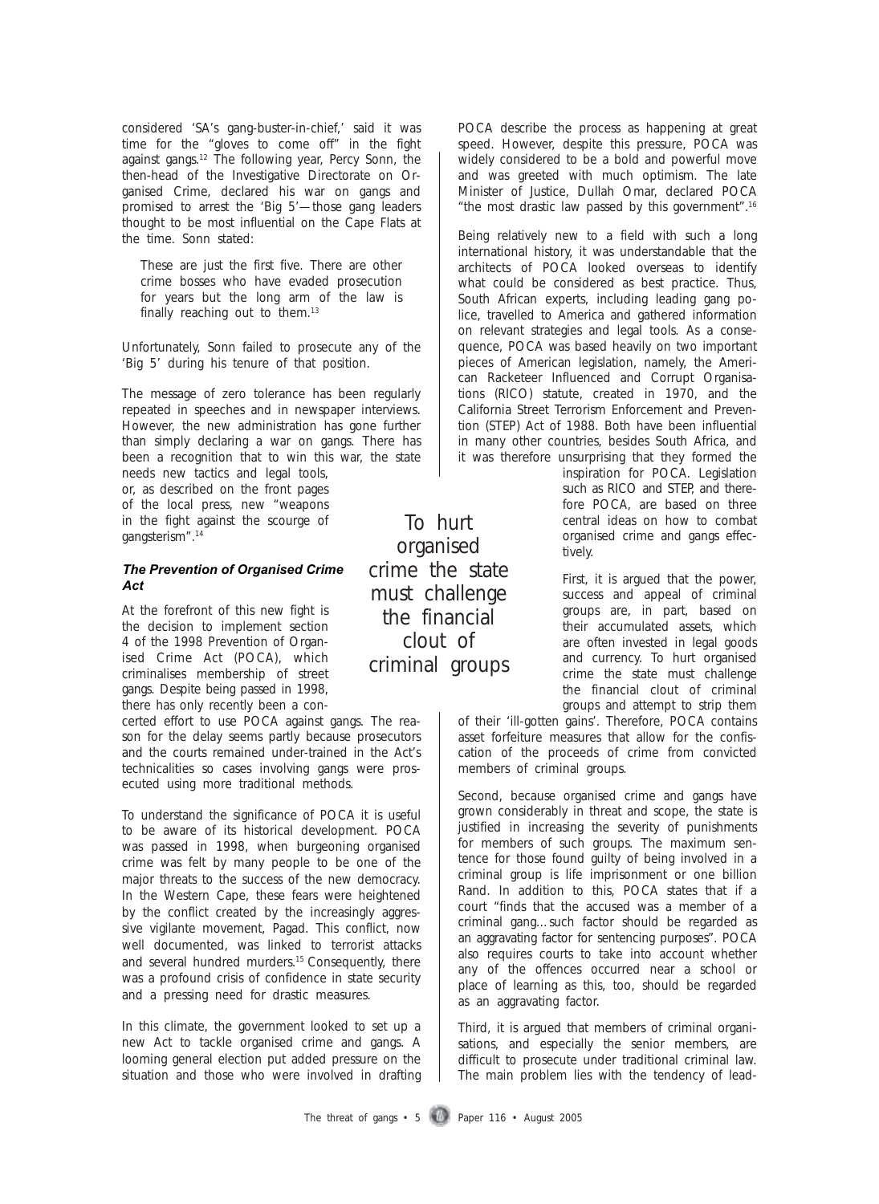considered 'SA's gang-buster-in-chief,' said it was time for the "gloves to come off" in the fight against gangs.[12] The following year, Percy Sonn, the then-head of the Investigative Directorate on Organised Crime, declared his war on gangs and promised to arrest the 'Big 5'—those gang leaders thought to be most influential on the Cape Flats at the time. Sonn stated:

> These are just the first five. There are other crime bosses who have evaded prosecution for years but the long arm of the law is finally reaching out to them.[13]

Unfortunately, Sonn failed to prosecute any of the 'Big 5' during his tenure of that position.

The message of zero tolerance has been regularly repeated in speeches and in newspaper interviews. However, the new administration has gone further than simply declaring a war on gangs. There has been a recognition that to win this war, the state needs new tactics and legal tools, or, as described on the front pages of the local press, new "weapons in the fight against the scourge of gangsterism".[14]

### *The Prevention of Organised Crime Act*

At the forefront of this new fight is the decision to implement section 4 of the 1998 Prevention of Organised Crime Act (POCA), which criminalises membership of street gangs. Despite being passed in 1998, there has only recently been a concerted effort to use POCA against gangs. The reason for the delay seems partly because prosecutors and the courts remained under-trained in the Act's technicalities so cases involving gangs were prosecuted using more traditional methods.

To understand the significance of POCA it is useful to be aware of its historical development. POCA was passed in 1998, when burgeoning organised crime was felt by many people to be one of the major threats to the success of the new democracy. In the Western Cape, these fears were heightened by the conflict created by the increasingly aggressive vigilante movement, Pagad. This conflict, now well documented, was linked to terrorist attacks and several hundred murders.[15] Consequently, there was a profound crisis of confidence in state security and a pressing need for drastic measures.

In this climate, the government looked to set up a new Act to tackle organised crime and gangs. A looming general election put added pressure on the situation and those who were involved in drafting POCA describe the process as happening at great speed. However, despite this pressure, POCA was widely considered to be a bold and powerful move and was greeted with much optimism. The late Minister of Justice, Dullah Omar, declared POCA "the most drastic law passed by this government".[16]

Being relatively new to a field with such a long international history, it was understandable that the architects of POCA looked overseas to identify what could be considered as best practice. Thus, South African experts, including leading gang police, travelled to America and gathered information on relevant strategies and legal tools. As a consequence, POCA was based heavily on two important pieces of American legislation, namely, the American Racketeer Influenced and Corrupt Organisations (RICO) statute, created in 1970, and the California Street Terrorism Enforcement and Prevention (STEP) Act of 1988. Both have been influential in many other countries, besides South Africa, and it was therefore unsurprising that they formed the inspiration for POCA. Legislation such as RICO and STEP, and therefore POCA, are based on three central ideas on how to combat organised crime and gangs effectively.

> To hurt organised crime the state must challenge the financial clout of criminal groups

First, it is argued that the power, success and appeal of criminal groups are, in part, based on their accumulated assets, which are often invested in legal goods and currency. To hurt organised crime the state must challenge the financial clout of criminal groups and attempt to strip them of their 'ill-gotten gains'. Therefore, POCA contains asset forfeiture measures that allow for the confiscation of the proceeds of crime from convicted members of criminal groups.

Second, because organised crime and gangs have grown considerably in threat and scope, the state is justified in increasing the severity of punishments for members of such groups. The maximum sentence for those found guilty of being involved in a criminal group is life imprisonment or one billion Rand. In addition to this, POCA states that if a court "finds that the accused was a member of a criminal gang…such factor should be regarded as an aggravating factor for sentencing purposes". POCA also requires courts to take into account whether any of the offences occurred near a school or place of learning as this, too, should be regarded as an aggravating factor.

Third, it is argued that members of criminal organisations, and especially the senior members, are difficult to prosecute under traditional criminal law. The main problem lies with the tendency of lead-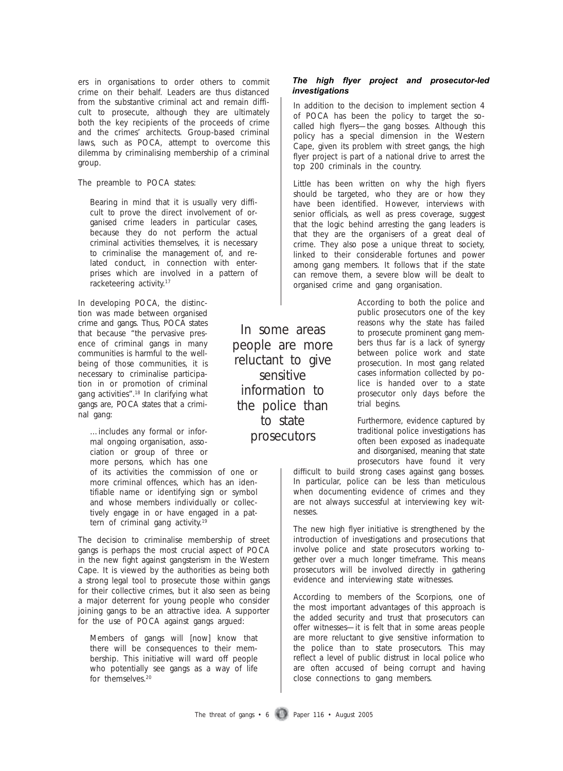ers in organisations to order others to commit crime on their behalf. Leaders are thus distanced from the substantive criminal act and remain difficult to prosecute, although they are ultimately both the key recipients of the proceeds of crime and the crimes' architects. Group-based criminal laws, such as POCA, attempt to overcome this dilemma by criminalising membership of a criminal group.

The preamble to POCA states:

> Bearing in mind that it is usually very difficult to prove the direct involvement of organised crime leaders in particular cases, because they do not perform the actual criminal activities themselves, it is necessary to criminalise the management of, and related conduct, in connection with enterprises which are involved in a pattern of racketeering activity.[17]

In developing POCA, the distinction was made between organised crime and gangs. Thus, POCA states that because "the pervasive presence of criminal gangs in many communities is harmful to the well-being of those communities, it is necessary to criminalise participation in or promotion of criminal gang activities".[18] In clarifying what gangs are, POCA states that a criminal gang:

> …includes any formal or informal ongoing organisation, association or group of three or more persons, which has one of its activities the commission of one or more criminal offences, which has an identifiable name or identifying sign or symbol and whose members individually or collectively engage in or have engaged in a pattern of criminal gang activity.[19]

The decision to criminalise membership of street gangs is perhaps the most crucial aspect of POCA in the new fight against gangsterism in the Western Cape. It is viewed by the authorities as being both a strong legal tool to prosecute those within gangs for their collective crimes, but it also seen as being a major deterrent for young people who consider joining gangs to be an attractive idea. A supporter for the use of POCA against gangs argued:

> Members of gangs will [now] know that there will be consequences to their membership. This initiative will ward off people who potentially see gangs as a way of life for themselves.[20]

### *The high flyer project and prosecutor-led investigations*

In addition to the decision to implement section 4 of POCA has been the policy to target the so-called high flyers—the gang bosses. Although this policy has a special dimension in the Western Cape, given its problem with street gangs, the high flyer project is part of a national drive to arrest the top 200 criminals in the country.

Little has been written on why the high flyers should be targeted, who they are or how they have been identified. However, interviews with senior officials, as well as press coverage, suggest that the logic behind arresting the gang leaders is that they are the organisers of a great deal of crime. They also pose a unique threat to society, linked to their considerable fortunes and power among gang members. It follows that if the state can remove them, a severe blow will be dealt to organised crime and gang organisation.

> In some areas people are more reluctant to give sensitive information to the police than to state prosecutors

According to both the police and public prosecutors one of the key reasons why the state has failed to prosecute prominent gang members thus far is a lack of synergy between police work and state prosecution. In most gang related cases information collected by police is handed over to a state prosecutor only days before the trial begins.

Furthermore, evidence captured by traditional police investigations has often been exposed as inadequate and disorganised, meaning that state prosecutors have found it very difficult to build strong cases against gang bosses. In particular, police can be less than meticulous when documenting evidence of crimes and they are not always successful at interviewing key witnesses.

The new high flyer initiative is strengthened by the introduction of investigations and prosecutions that involve police and state prosecutors working together over a much longer timeframe. This means prosecutors will be involved directly in gathering evidence and interviewing state witnesses.

According to members of the Scorpions, one of the most important advantages of this approach is the added security and trust that prosecutors can offer witnesses—it is felt that in some areas people are more reluctant to give sensitive information to the police than to state prosecutors. This may reflect a level of public distrust in local police who are often accused of being corrupt and having close connections to gang members.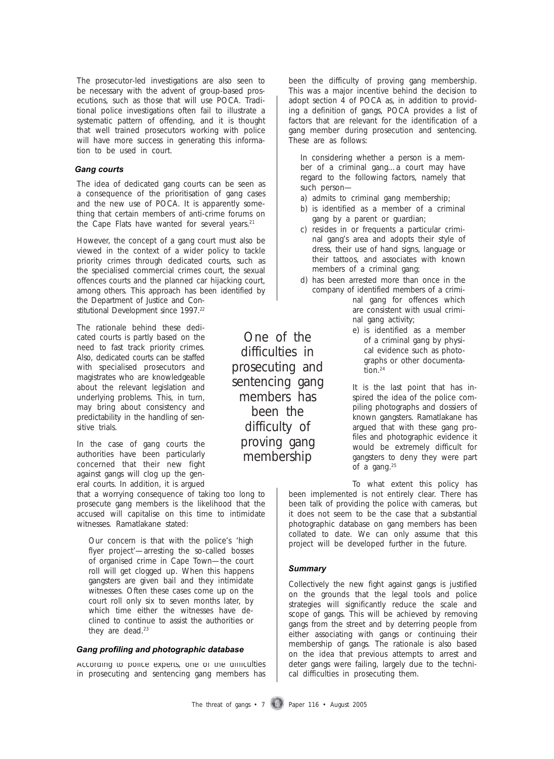The prosecutor-led investigations are also seen to be necessary with the advent of group-based prosecutions, such as those that will use POCA. Traditional police investigations often fail to illustrate a systematic pattern of offending, and it is thought that well trained prosecutors working with police will have more success in generating this information to be used in court.

### *Gang courts*

The idea of dedicated gang courts can be seen as a consequence of the prioritisation of gang cases and the new use of POCA. It is apparently something that certain members of anti-crime forums on the Cape Flats have wanted for several years.[21]

However, the concept of a gang court must also be viewed in the context of a wider policy to tackle priority crimes through dedicated courts, such as the specialised commercial crimes court, the sexual offences courts and the planned car hijacking court, among others. This approach has been identified by the Department of Justice and Constitutional Development since 1997.[22]

The rationale behind these dedicated courts is partly based on the need to fast track priority crimes. Also, dedicated courts can be staffed with specialised prosecutors and magistrates who are knowledgeable about the relevant legislation and underlying problems. This, in turn, may bring about consistency and predictability in the handling of sensitive trials.

In the case of gang courts the authorities have been particularly concerned that their new fight against gangs will clog up the general courts. In addition, it is argued that a worrying consequence of taking too long to prosecute gang members is the likelihood that the accused will capitalise on this time to intimidate witnesses. Ramatlakane stated:

> Our concern is that with the police's 'high flyer project'—arresting the so-called bosses of organised crime in Cape Town—the court roll will get clogged up. When this happens gangsters are given bail and they intimidate witnesses. Often these cases come up on the court roll only six to seven months later, by which time either the witnesses have declined to continue to assist the authorities or they are dead.[23]

### *Gang profiling and photographic database*

According to police experts, one of the difficulties in prosecuting and sentencing gang members has been the difficulty of proving gang membership. This was a major incentive behind the decision to adopt section 4 of POCA as, in addition to providing a definition of gangs, POCA provides a list of factors that are relevant for the identification of a gang member during prosecution and sentencing. These are as follows:

> In considering whether a person is a member of a criminal gang…a court may have regard to the following factors, namely that such person—
>
> a) admits to criminal gang membership;
> b) is identified as a member of a criminal gang by a parent or guardian;
> c) resides in or frequents a particular criminal gang's area and adopts their style of dress, their use of hand signs, language or their tattoos, and associates with known members of a criminal gang;
> d) has been arrested more than once in the company of identified members of a criminal gang for offences which are consistent with usual criminal gang activity;
> e) is identified as a member of a criminal gang by physical evidence such as photographs or other documentation.[24]

> One of the difficulties in prosecuting and sentencing gang members has been the difficulty of proving gang membership

It is the last point that has inspired the idea of the police compiling photographs and dossiers of known gangsters. Ramatlakane has argued that with these gang profiles and photographic evidence it would be extremely difficult for gangsters to deny they were part of a gang.[25]

To what extent this policy has been implemented is not entirely clear. There has been talk of providing the police with cameras, but it does not seem to be the case that a substantial photographic database on gang members has been collated to date. We can only assume that this project will be developed further in the future.

### *Summary*

Collectively the new fight against gangs is justified on the grounds that the legal tools and police strategies will significantly reduce the scale and scope of gangs. This will be achieved by removing gangs from the street and by deterring people from either associating with gangs or continuing their membership of gangs. The rationale is also based on the idea that previous attempts to arrest and deter gangs were failing, largely due to the technical difficulties in prosecuting them.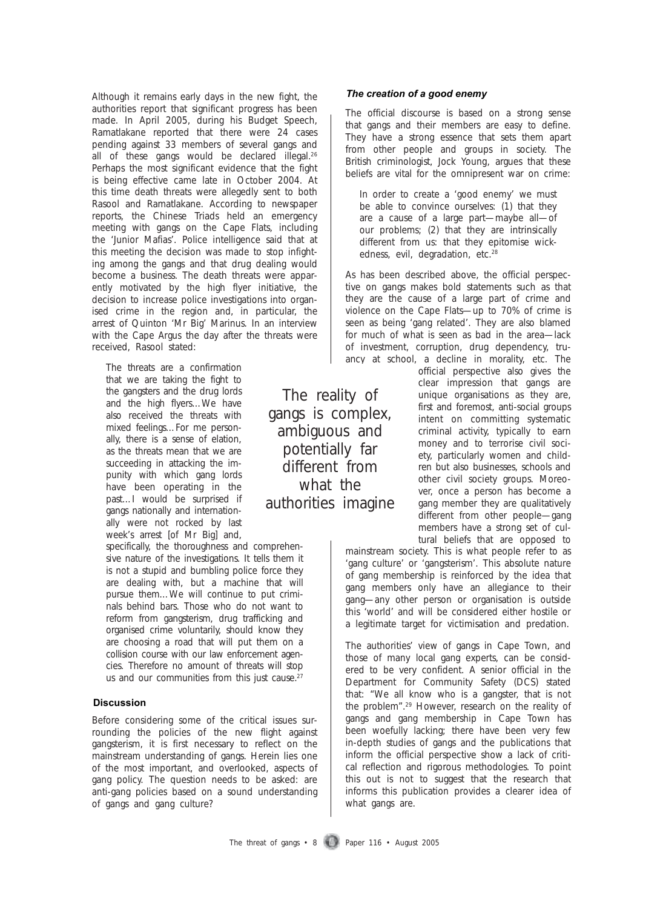Although it remains early days in the new fight, the authorities report that significant progress has been made. In April 2005, during his Budget Speech, Ramatlakane reported that there were 24 cases pending against 33 members of several gangs and all of these gangs would be declared illegal.[26] Perhaps the most significant evidence that the fight is being effective came late in October 2004. At this time death threats were allegedly sent to both Rasool and Ramatlakane. According to newspaper reports, the Chinese Triads held an emergency meeting with gangs on the Cape Flats, including the 'Junior Mafias'. Police intelligence said that at this meeting the decision was made to stop infighting among the gangs and that drug dealing would become a business. The death threats were apparently motivated by the high flyer initiative, the decision to increase police investigations into organised crime in the region and, in particular, the arrest of Quinton 'Mr Big' Marinus. In an interview with the Cape Argus the day after the threats were received, Rasool stated:

> The threats are a confirmation that we are taking the fight to the gangsters and the drug lords and the high flyers…We have also received the threats with mixed feelings…For me personally, there is a sense of elation, as the threats mean that we are succeeding in attacking the impunity with which gang lords have been operating in the past…I would be surprised if gangs nationally and internationally were not rocked by last week's arrest [of Mr Big] and, specifically, the thoroughness and comprehensive nature of the investigations. It tells them it is not a stupid and bumbling police force they are dealing with, but a machine that will pursue them…We will continue to put criminals behind bars. Those who do not want to reform from gangsterism, drug trafficking and organised crime voluntarily, should know they are choosing a road that will put them on a collision course with our law enforcement agencies. Therefore no amount of threats will stop us and our communities from this just cause.[27]

## Discussion

Before considering some of the critical issues surrounding the policies of the new flight against gangsterism, it is first necessary to reflect on the mainstream understanding of gangs. Herein lies one of the most important, and overlooked, aspects of gang policy. The question needs to be asked: are anti-gang policies based on a sound understanding of gangs and gang culture?

### *The creation of a good enemy*

The official discourse is based on a strong sense that gangs and their members are easy to define. They have a strong essence that sets them apart from other people and groups in society. The British criminologist, Jock Young, argues that these beliefs are vital for the omnipresent war on crime:

> In order to create a 'good enemy' we must be able to convince ourselves: (1) that they are a cause of a large part—maybe all—of our problems; (2) that they are intrinsically different from us: that they epitomise wickedness, evil, degradation, etc.[28]

As has been described above, the official perspective on gangs makes bold statements such as that they are the cause of a large part of crime and violence on the Cape Flats—up to 70% of crime is seen as being 'gang related'. They are also blamed for much of what is seen as bad in the area—lack of investment, corruption, drug dependency, truancy at school, a decline in morality, etc. The official perspective also gives the clear impression that gangs are unique organisations as they are, first and foremost, anti-social groups intent on committing systematic criminal activity, typically to earn money and to terrorise civil society, particularly women and children but also businesses, schools and other civil society groups. Moreover, once a person has become a gang member they are qualitatively different from other people—gang members have a strong set of cultural beliefs that are opposed to mainstream society. This is what people refer to as 'gang culture' or 'gangsterism'. This absolute nature of gang membership is reinforced by the idea that gang members only have an allegiance to their gang—any other person or organisation is outside this 'world' and will be considered either hostile or a legitimate target for victimisation and predation.

> The reality of gangs is complex, ambiguous and potentially far different from what the authorities imagine

The authorities' view of gangs in Cape Town, and those of many local gang experts, can be considered to be very confident. A senior official in the Department for Community Safety (DCS) stated that: "We all know who is a gangster, that is not the problem".[29] However, research on the reality of gangs and gang membership in Cape Town has been woefully lacking; there have been very few in-depth studies of gangs and the publications that inform the official perspective show a lack of critical reflection and rigorous methodologies. To point this out is not to suggest that the research that informs this publication provides a clearer idea of what gangs are.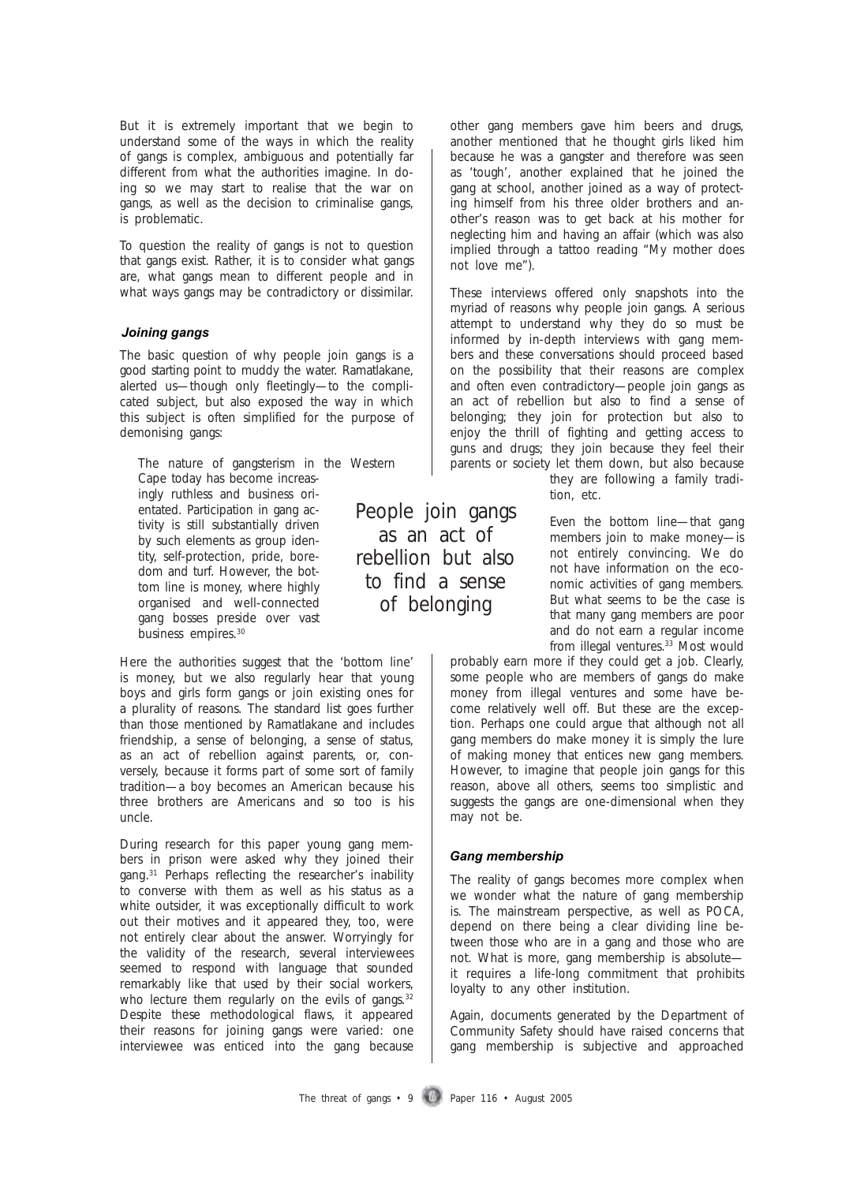But it is extremely important that we begin to understand some of the ways in which the reality of gangs is complex, ambiguous and potentially far different from what the authorities imagine. In doing so we may start to realise that the war on gangs, as well as the decision to criminalise gangs, is problematic.

To question the reality of gangs is not to question that gangs exist. Rather, it is to consider what gangs are, what gangs mean to different people and in what ways gangs may be contradictory or dissimilar.

### *Joining gangs*

The basic question of why people join gangs is a good starting point to muddy the water. Ramatlakane, alerted us—though only fleetingly—to the complicated subject, but also exposed the way in which this subject is often simplified for the purpose of demonising gangs:

> The nature of gangsterism in the Western Cape today has become increasingly ruthless and business orientated. Participation in gang activity is still substantially driven by such elements as group identity, self-protection, pride, boredom and turf. However, the bottom line is money, where highly organised and well-connected gang bosses preside over vast business empires.[30]

Here the authorities suggest that the 'bottom line' is money, but we also regularly hear that young boys and girls form gangs or join existing ones for a plurality of reasons. The standard list goes further than those mentioned by Ramatlakane and includes friendship, a sense of belonging, a sense of status, as an act of rebellion against parents, or, conversely, because it forms part of some sort of family tradition—a boy becomes an American because his three brothers are Americans and so too is his uncle.

During research for this paper young gang members in prison were asked why they joined their gang.[31] Perhaps reflecting the researcher's inability to converse with them as well as his status as a white outsider, it was exceptionally difficult to work out their motives and it appeared they, too, were not entirely clear about the answer. Worryingly for the validity of the research, several interviewees seemed to respond with language that sounded remarkably like that used by their social workers, who lecture them regularly on the evils of gangs.[32] Despite these methodological flaws, it appeared their reasons for joining gangs were varied: one interviewee was enticed into the gang because other gang members gave him beers and drugs, another mentioned that he thought girls liked him because he was a gangster and therefore was seen as 'tough', another explained that he joined the gang at school, another joined as a way of protecting himself from his three older brothers and another's reason was to get back at his mother for neglecting him and having an affair (which was also implied through a tattoo reading "My mother does not love me").

These interviews offered only snapshots into the myriad of reasons why people join gangs. A serious attempt to understand why they do so must be informed by in-depth interviews with gang members and these conversations should proceed based on the possibility that their reasons are complex and often even contradictory—people join gangs as an act of rebellion but also to find a sense of belonging; they join for protection but also to enjoy the thrill of fighting and getting access to guns and drugs; they join because they feel their parents or society let them down, but also because they are following a family tradition, etc.

> People join gangs as an act of rebellion but also to find a sense of belonging

Even the bottom line—that gang members join to make money—is not entirely convincing. We do not have information on the economic activities of gang members. But what seems to be the case is that many gang members are poor and do not earn a regular income from illegal ventures.[33] Most would probably earn more if they could get a job. Clearly, some people who are members of gangs do make money from illegal ventures and some have become relatively well off. But these are the exception. Perhaps one could argue that although not all gang members do make money it is simply the lure of making money that entices new gang members. However, to imagine that people join gangs for this reason, above all others, seems too simplistic and suggests the gangs are one-dimensional when they may not be.

### *Gang membership*

The reality of gangs becomes more complex when we wonder what the nature of gang membership is. The mainstream perspective, as well as POCA, depend on there being a clear dividing line between those who are in a gang and those who are not. What is more, gang membership is absolute—it requires a life-long commitment that prohibits loyalty to any other institution.

Again, documents generated by the Department of Community Safety should have raised concerns that gang membership is subjective and approached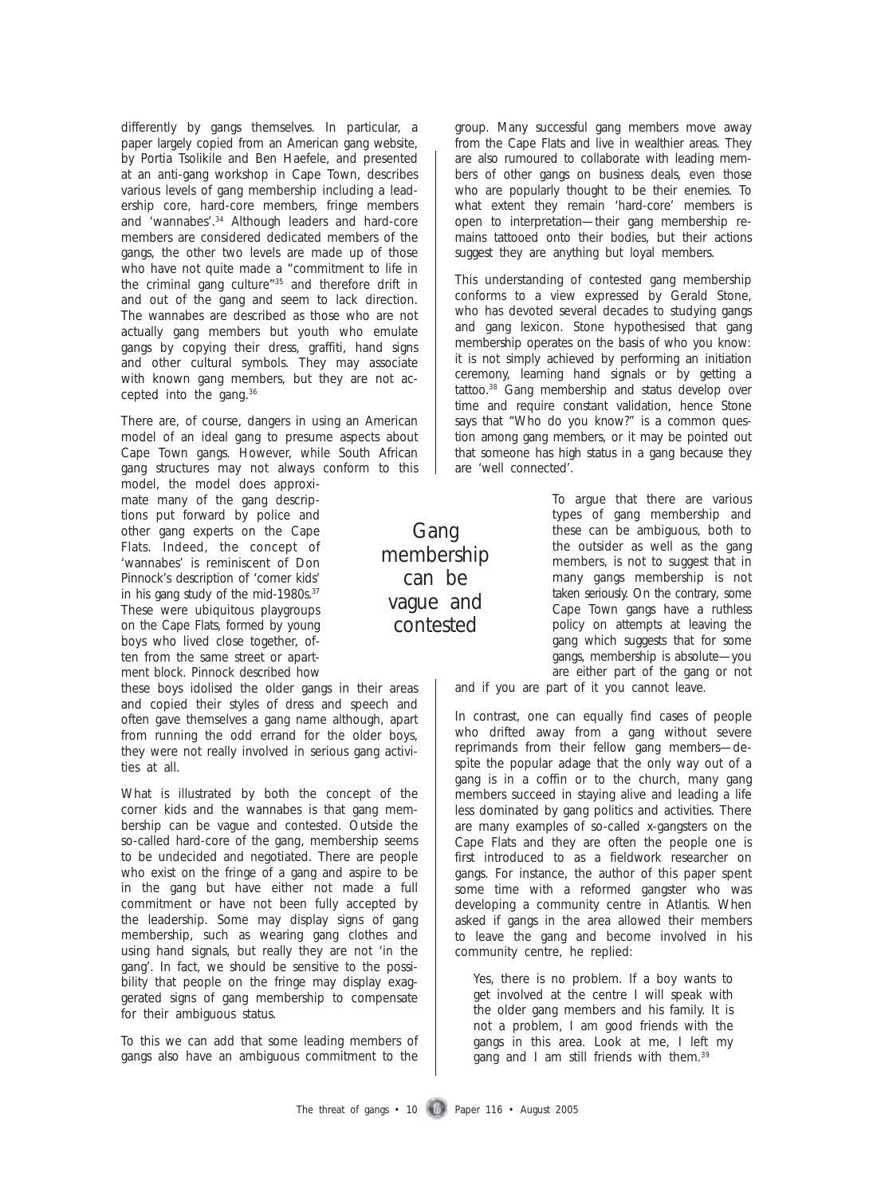differently by gangs themselves. In particular, a paper largely copied from an American gang website, by Portia Tsolikile and Ben Haefele, and presented at an anti-gang workshop in Cape Town, describes various levels of gang membership including a leadership core, hard-core members, fringe members and 'wannabes'.[34] Although leaders and hard-core members are considered dedicated members of the gangs, the other two levels are made up of those who have not quite made a "commitment to life in the criminal gang culture"[35] and therefore drift in and out of the gang and seem to lack direction. The wannabes are described as those who are not actually gang members but youth who emulate gangs by copying their dress, graffiti, hand signs and other cultural symbols. They may associate with known gang members, but they are not accepted into the gang.[36]

There are, of course, dangers in using an American model of an ideal gang to presume aspects about Cape Town gangs. However, while South African gang structures may not always conform to this model, the model does approximate many of the gang descriptions put forward by police and other gang experts on the Cape Flats. Indeed, the concept of 'wannabes' is reminiscent of Don Pinnock's description of 'corner kids' in his gang study of the mid-1980s.[37] These were ubiquitous playgroups on the Cape Flats, formed by young boys who lived close together, often from the same street or apartment block. Pinnock described how these boys idolised the older gangs in their areas and copied their styles of dress and speech and often gave themselves a gang name although, apart from running the odd errand for the older boys, they were not really involved in serious gang activities at all.

What is illustrated by both the concept of the corner kids and the wannabes is that gang membership can be vague and contested. Outside the so-called hard-core of the gang, membership seems to be undecided and negotiated. There are people who exist on the fringe of a gang and aspire to be in the gang but have either not made a full commitment or have not been fully accepted by the leadership. Some may display signs of gang membership, such as wearing gang clothes and using hand signals, but really they are not 'in the gang'. In fact, we should be sensitive to the possibility that people on the fringe may display exaggerated signs of gang membership to compensate for their ambiguous status.

To this we can add that some leading members of gangs also have an ambiguous commitment to the group. Many successful gang members move away from the Cape Flats and live in wealthier areas. They are also rumoured to collaborate with leading members of other gangs on business deals, even those who are popularly thought to be their enemies. To what extent they remain 'hard-core' members is open to interpretation—their gang membership remains tattooed onto their bodies, but their actions suggest they are anything but loyal members.

This understanding of contested gang membership conforms to a view expressed by Gerald Stone, who has devoted several decades to studying gangs and gang lexicon. Stone hypothesised that gang membership operates on the basis of who you know: it is not simply achieved by performing an initiation ceremony, learning hand signals or by getting a tattoo.[38] Gang membership and status develop over time and require constant validation, hence Stone says that "Who do you know?" is a common question among gang members, or it may be pointed out that someone has high status in a gang because they are 'well connected'.

> Gang membership can be vague and contested

To argue that there are various types of gang membership and these can be ambiguous, both to the outsider as well as the gang members, is not to suggest that in many gangs membership is not taken seriously. On the contrary, some Cape Town gangs have a ruthless policy on attempts at leaving the gang which suggests that for some gangs, membership is absolute—you are either part of the gang or not and if you are part of it you cannot leave.

In contrast, one can equally find cases of people who drifted away from a gang without severe reprimands from their fellow gang members—despite the popular adage that the only way out of a gang is in a coffin or to the church, many gang members succeed in staying alive and leading a life less dominated by gang politics and activities. There are many examples of so-called x-gangsters on the Cape Flats and they are often the people one is first introduced to as a fieldwork researcher on gangs. For instance, the author of this paper spent some time with a reformed gangster who was developing a community centre in Atlantis. When asked if gangs in the area allowed their members to leave the gang and become involved in his community centre, he replied:

> Yes, there is no problem. If a boy wants to get involved at the centre I will speak with the older gang members and his family. It is not a problem, I am good friends with the gangs in this area. Look at me, I left my gang and I am still friends with them.[39]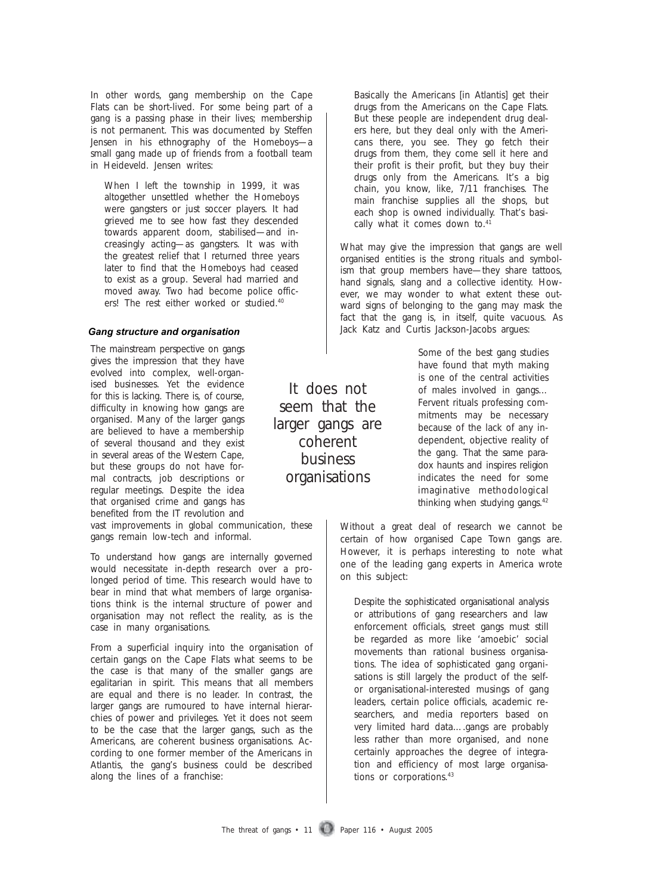In other words, gang membership on the Cape Flats can be short-lived. For some being part of a gang is a passing phase in their lives; membership is not permanent. This was documented by Steffen Jensen in his ethnography of the Homeboys—a small gang made up of friends from a football team in Heideveld. Jensen writes:

> When I left the township in 1999, it was altogether unsettled whether the Homeboys were gangsters or just soccer players. It had grieved me to see how fast they descended towards apparent doom, stabilised—and increasingly acting—as gangsters. It was with the greatest relief that I returned three years later to find that the Homeboys had ceased to exist as a group. Several had married and moved away. Two had become police officers! The rest either worked or studied.[40]

### *Gang structure and organisation*

The mainstream perspective on gangs gives the impression that they have evolved into complex, well-organised businesses. Yet the evidence for this is lacking. There is, of course, difficulty in knowing how gangs are organised. Many of the larger gangs are believed to have a membership of several thousand and they exist in several areas of the Western Cape, but these groups do not have formal contracts, job descriptions or regular meetings. Despite the idea that organised crime and gangs has benefited from the IT revolution and vast improvements in global communication, these gangs remain low-tech and informal.

> It does not seem that the larger gangs are coherent business organisations

To understand how gangs are internally governed would necessitate in-depth research over a prolonged period of time. This research would have to bear in mind that what members of large organisations think is the internal structure of power and organisation may not reflect the reality, as is the case in many organisations.

From a superficial inquiry into the organisation of certain gangs on the Cape Flats what seems to be the case is that many of the smaller gangs are egalitarian in spirit. This means that all members are equal and there is no leader. In contrast, the larger gangs are rumoured to have internal hierarchies of power and privileges. Yet it does not seem to be the case that the larger gangs, such as the Americans, are coherent business organisations. According to one former member of the Americans in Atlantis, the gang's business could be described along the lines of a franchise:

> Basically the Americans [in Atlantis] get their drugs from the Americans on the Cape Flats. But these people are independent drug dealers here, but they deal only with the Americans there, you see. They go fetch their drugs from them, they come sell it here and their profit is their profit, but they buy their drugs only from the Americans. It's a big chain, you know, like, 7/11 franchises. The main franchise supplies all the shops, but each shop is owned individually. That's basically what it comes down to.[41]

What may give the impression that gangs are well organised entities is the strong rituals and symbolism that group members have—they share tattoos, hand signals, slang and a collective identity. However, we may wonder to what extent these outward signs of belonging to the gang may mask the fact that the gang is, in itself, quite vacuous. As Jack Katz and Curtis Jackson-Jacobs argues:

> Some of the best gang studies have found that myth making is one of the central activities of males involved in gangs… Fervent rituals professing commitments may be necessary because of the lack of any independent, objective reality of the gang. That the same paradox haunts and inspires religion indicates the need for some imaginative methodological thinking when studying gangs.[42]

Without a great deal of research we cannot be certain of how organised Cape Town gangs are. However, it is perhaps interesting to note what one of the leading gang experts in America wrote on this subject:

> Despite the sophisticated organisational analysis or attributions of gang researchers and law enforcement officials, street gangs must still be regarded as more like 'amoebic' social movements than rational business organisations. The idea of sophisticated gang organisations is still largely the product of the self- or organisational-interested musings of gang leaders, certain police officials, academic researchers, and media reporters based on very limited hard data….gangs are probably less rather than more organised, and none certainly approaches the degree of integration and efficiency of most large organisations or corporations.[43]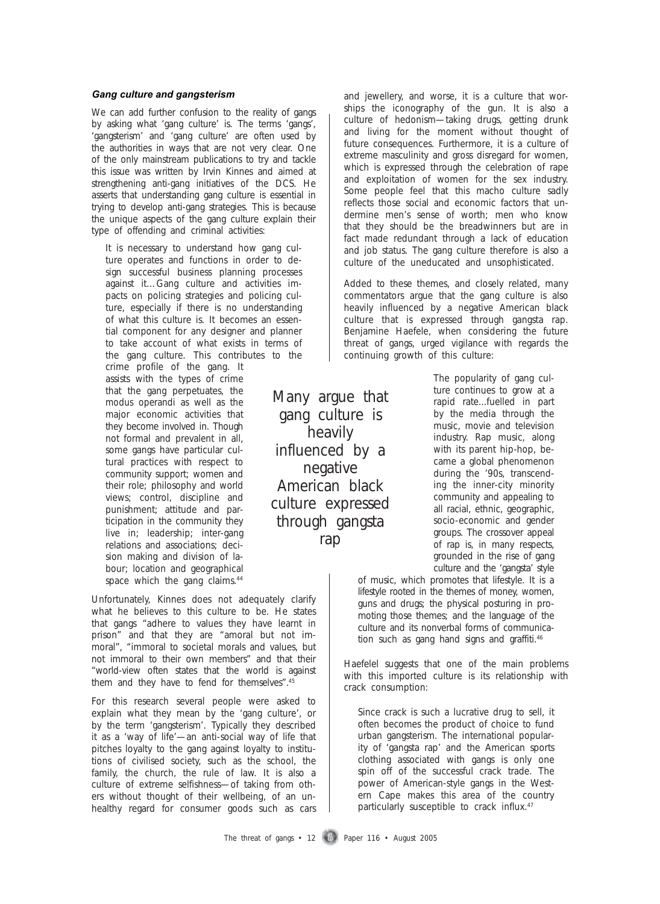### *Gang culture and gangsterism*

We can add further confusion to the reality of gangs by asking what 'gang culture' is. The terms 'gangs', 'gangsterism' and 'gang culture' are often used by the authorities in ways that are not very clear. One of the only mainstream publications to try and tackle this issue was written by Irvin Kinnes and aimed at strengthening anti-gang initiatives of the DCS. He asserts that understanding gang culture is essential in trying to develop anti-gang strategies. This is because the unique aspects of the gang culture explain their type of offending and criminal activities:

> It is necessary to understand how gang culture operates and functions in order to design successful business planning processes against it…Gang culture and activities impacts on policing strategies and policing culture, especially if there is no understanding of what this culture is. It becomes an essential component for any designer and planner to take account of what exists in terms of the gang culture. This contributes to the crime profile of the gang. It assists with the types of crime that the gang perpetuates, the modus operandi as well as the major economic activities that they become involved in. Though not formal and prevalent in all, some gangs have particular cultural practices with respect to community support; women and their role; philosophy and world views; control, discipline and punishment; attitude and participation in the community they live in; leadership; inter-gang relations and associations; decision making and division of labour; location and geographical space which the gang claims.[44]

Unfortunately, Kinnes does not adequately clarify what he believes to this culture to be. He states that gangs "adhere to values they have learnt in prison" and that they are "amoral but not immoral", "immoral to societal morals and values, but not immoral to their own members" and that their "world-view often states that the world is against them and they have to fend for themselves".[45]

For this research several people were asked to explain what they mean by the 'gang culture', or by the term 'gangsterism'. Typically they described it as a 'way of life'—an anti-social way of life that pitches loyalty to the gang against loyalty to institutions of civilised society, such as the school, the family, the church, the rule of law. It is also a culture of extreme selfishness—of taking from others without thought of their wellbeing, of an unhealthy regard for consumer goods such as cars and jewellery, and worse, it is a culture that worships the iconography of the gun. It is also a culture of hedonism—taking drugs, getting drunk and living for the moment without thought of future consequences. Furthermore, it is a culture of extreme masculinity and gross disregard for women, which is expressed through the celebration of rape and exploitation of women for the sex industry. Some people feel that this macho culture sadly reflects those social and economic factors that undermine men's sense of worth; men who know that they should be the breadwinners but are in fact made redundant through a lack of education and job status. The gang culture therefore is also a culture of the uneducated and unsophisticated.

Added to these themes, and closely related, many commentators argue that the gang culture is also heavily influenced by a negative American black culture that is expressed through gangsta rap. Benjamine Haefele, when considering the future threat of gangs, urged vigilance with regards the continuing growth of this culture:

> Many argue that gang culture is heavily influenced by a negative American black culture expressed through gangsta rap

> The popularity of gang culture continues to grow at a rapid rate…fuelled in part by the media through the music, movie and television industry. Rap music, along with its parent hip-hop, became a global phenomenon during the '90s, transcending the inner-city minority community and appealing to all racial, ethnic, geographic, socio-economic and gender groups. The crossover appeal of rap is, in many respects, grounded in the rise of gang culture and the 'gangsta' style of music, which promotes that lifestyle. It is a lifestyle rooted in the themes of money, women, guns and drugs; the physical posturing in promoting those themes; and the language of the culture and its nonverbal forms of communication such as gang hand signs and graffiti.[46]

Haefelel suggests that one of the main problems with this imported culture is its relationship with crack consumption:

> Since crack is such a lucrative drug to sell, it often becomes the product of choice to fund urban gangsterism. The international popularity of 'gangsta rap' and the American sports clothing associated with gangs is only one spin off of the successful crack trade. The power of American-style gangs in the Western Cape makes this area of the country particularly susceptible to crack influx.[47]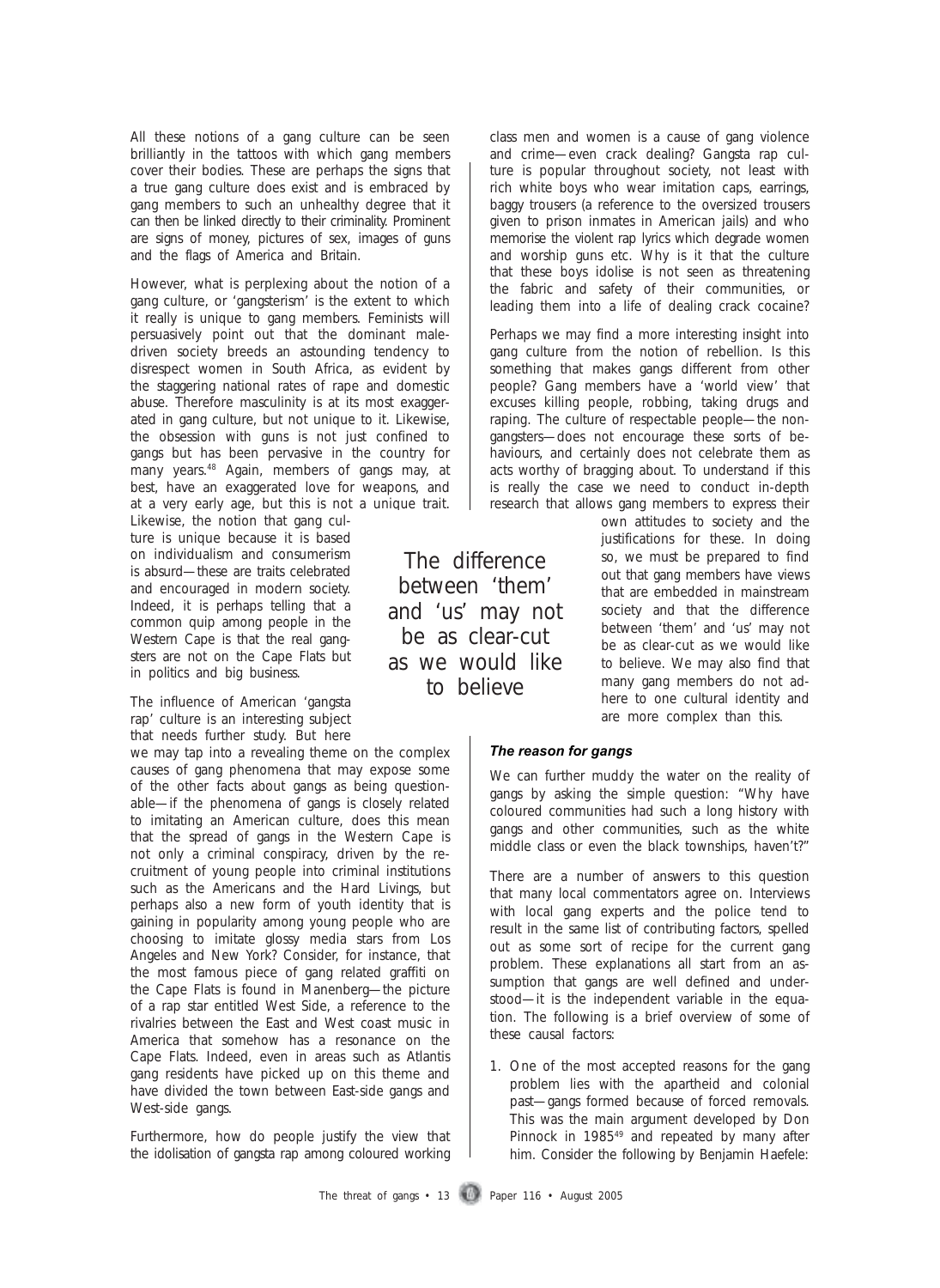All these notions of a gang culture can be seen brilliantly in the tattoos with which gang members cover their bodies. These are perhaps the signs that a true gang culture does exist and is embraced by gang members to such an unhealthy degree that it can then be linked directly to their criminality. Prominent are signs of money, pictures of sex, images of guns and the flags of America and Britain.

However, what is perplexing about the notion of a gang culture, or 'gangsterism' is the extent to which it really is unique to gang members. Feminists will persuasively point out that the dominant male-driven society breeds an astounding tendency to disrespect women in South Africa, as evident by the staggering national rates of rape and domestic abuse. Therefore masculinity is at its most exaggerated in gang culture, but not unique to it. Likewise, the obsession with guns is not just confined to gangs but has been pervasive in the country for many years.[48] Again, members of gangs may, at best, have an exaggerated love for weapons, and at a very early age, but this is not a unique trait. Likewise, the notion that gang culture is unique because it is based on individualism and consumerism is absurd—these are traits celebrated and encouraged in modern society. Indeed, it is perhaps telling that a common quip among people in the Western Cape is that the real gangsters are not on the Cape Flats but in politics and big business.

The influence of American 'gangsta rap' culture is an interesting subject that needs further study. But here we may tap into a revealing theme on the complex causes of gang phenomena that may expose some of the other facts about gangs as being questionable—if the phenomena of gangs is closely related to imitating an American culture, does this mean that the spread of gangs in the Western Cape is not only a criminal conspiracy, driven by the recruitment of young people into criminal institutions such as the Americans and the Hard Livings, but perhaps also a new form of youth identity that is gaining in popularity among young people who are choosing to imitate glossy media stars from Los Angeles and New York? Consider, for instance, that the most famous piece of gang related graffiti on the Cape Flats is found in Manenberg—the picture of a rap star entitled West Side, a reference to the rivalries between the East and West coast music in America that somehow has a resonance on the Cape Flats. Indeed, even in areas such as Atlantis gang residents have picked up on this theme and have divided the town between East-side gangs and West-side gangs.

Furthermore, how do people justify the view that the idolisation of gangsta rap among coloured working class men and women is a cause of gang violence and crime—even crack dealing? Gangsta rap culture is popular throughout society, not least with rich white boys who wear imitation caps, earrings, baggy trousers (a reference to the oversized trousers given to prison inmates in American jails) and who memorise the violent rap lyrics which degrade women and worship guns etc. Why is it that the culture that these boys idolise is not seen as threatening the fabric and safety of their communities, or leading them into a life of dealing crack cocaine?

Perhaps we may find a more interesting insight into gang culture from the notion of rebellion. Is this something that makes gangs different from other people? Gang members have a 'world view' that excuses killing people, robbing, taking drugs and raping. The culture of respectable people—the non-gangsters—does not encourage these sorts of behaviours, and certainly does not celebrate them as acts worthy of bragging about. To understand if this is really the case we need to conduct in-depth research that allows gang members to express their own attitudes to society and the justifications for these. In doing so, we must be prepared to find out that gang members have views that are embedded in mainstream society and that the difference between 'them' and 'us' may not be as clear-cut as we would like to believe. We may also find that many gang members do not adhere to one cultural identity and are more complex than this.

> The difference between 'them' and 'us' may not be as clear-cut as we would like to believe

### *The reason for gangs*

We can further muddy the water on the reality of gangs by asking the simple question: "Why have coloured communities had such a long history with gangs and other communities, such as the white middle class or even the black townships, haven't?"

There are a number of answers to this question that many local commentators agree on. Interviews with local gang experts and the police tend to result in the same list of contributing factors, spelled out as some sort of recipe for the current gang problem. These explanations all start from an assumption that gangs are well defined and understood—it is the independent variable in the equation. The following is a brief overview of some of these causal factors:

1. One of the most accepted reasons for the gang problem lies with the apartheid and colonial past—gangs formed because of forced removals. This was the main argument developed by Don Pinnock in 1985[49] and repeated by many after him. Consider the following by Benjamin Haefele: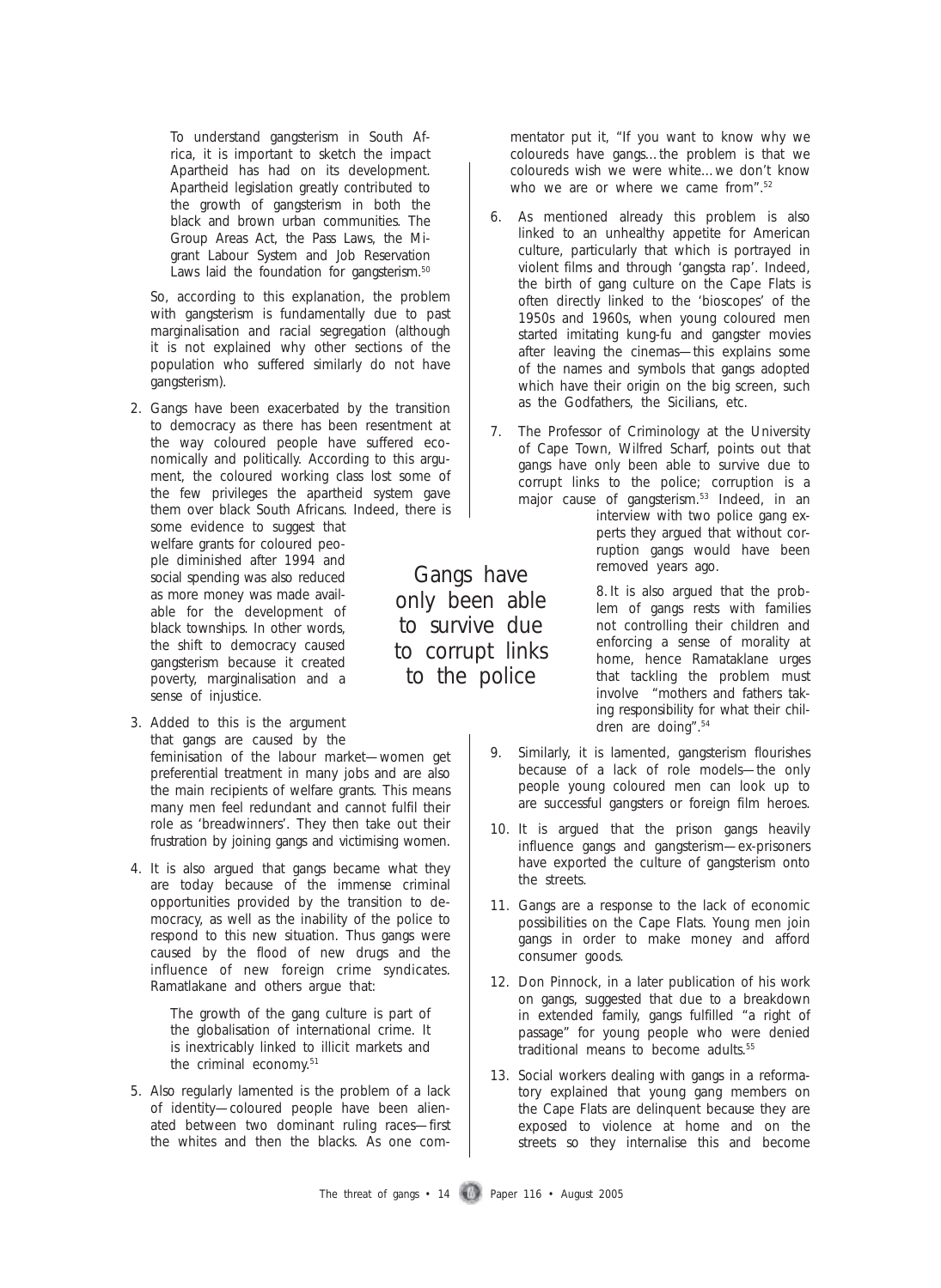> To understand gangsterism in South Africa, it is important to sketch the impact Apartheid has had on its development. Apartheid legislation greatly contributed to the growth of gangsterism in both the black and brown urban communities. The Group Areas Act, the Pass Laws, the Migrant Labour System and Job Reservation Laws laid the foundation for gangsterism.[50]

So, according to this explanation, the problem with gangsterism is fundamentally due to past marginalisation and racial segregation (although it is not explained why other sections of the population who suffered similarly do not have gangsterism).

2. Gangs have been exacerbated by the transition to democracy as there has been resentment at the way coloured people have suffered economically and politically. According to this argument, the coloured working class lost some of the few privileges the apartheid system gave them over black South Africans. Indeed, there is some evidence to suggest that welfare grants for coloured people diminished after 1994 and social spending was also reduced as more money was made available for the development of black townships. In other words, the shift to democracy caused gangsterism because it created poverty, marginalisation and a sense of injustice.

3. Added to this is the argument that gangs are caused by the feminisation of the labour market—women get preferential treatment in many jobs and are also the main recipients of welfare grants. This means many men feel redundant and cannot fulfil their role as 'breadwinners'. They then take out their frustration by joining gangs and victimising women.

4. It is also argued that gangs became what they are today because of the immense criminal opportunities provided by the transition to democracy, as well as the inability of the police to respond to this new situation. Thus gangs were caused by the flood of new drugs and the influence of new foreign crime syndicates. Ramatlakane and others argue that:

> The growth of the gang culture is part of the globalisation of international crime. It is inextricably linked to illicit markets and the criminal economy.[51]

5. Also regularly lamented is the problem of a lack of identity—coloured people have been alienated between two dominant ruling races—first the whites and then the blacks. As one commentator put it, "If you want to know why we coloureds have gangs…the problem is that we coloureds wish we were white…we don't know who we are or where we came from".[52]

6. As mentioned already this problem is also linked to an unhealthy appetite for American culture, particularly that which is portrayed in violent films and through 'gangsta rap'. Indeed, the birth of gang culture on the Cape Flats is often directly linked to the 'bioscopes' of the 1950s and 1960s, when young coloured men started imitating kung-fu and gangster movies after leaving the cinemas—this explains some of the names and symbols that gangs adopted which have their origin on the big screen, such as the Godfathers, the Sicilians, etc.

7. The Professor of Criminology at the University of Cape Town, Wilfred Scharf, points out that gangs have only been able to survive due to corrupt links to the police; corruption is a major cause of gangsterism.[53] Indeed, in an interview with two police gang experts they argued that without corruption gangs would have been removed years ago.

> Gangs have only been able to survive due to corrupt links to the police

8. It is also argued that the problem of gangs rests with families not controlling their children and enforcing a sense of morality at home, hence Ramataklane urges that tackling the problem must involve "mothers and fathers taking responsibility for what their children are doing".[54]

9. Similarly, it is lamented, gangsterism flourishes because of a lack of role models—the only people young coloured men can look up to are successful gangsters or foreign film heroes.

10. It is argued that the prison gangs heavily influence gangs and gangsterism—ex-prisoners have exported the culture of gangsterism onto the streets.

11. Gangs are a response to the lack of economic possibilities on the Cape Flats. Young men join gangs in order to make money and afford consumer goods.

12. Don Pinnock, in a later publication of his work on gangs, suggested that due to a breakdown in extended family, gangs fulfilled "a right of passage" for young people who were denied traditional means to become adults.[55]

13. Social workers dealing with gangs in a reformatory explained that young gang members on the Cape Flats are delinquent because they are exposed to violence at home and on the streets so they internalise this and become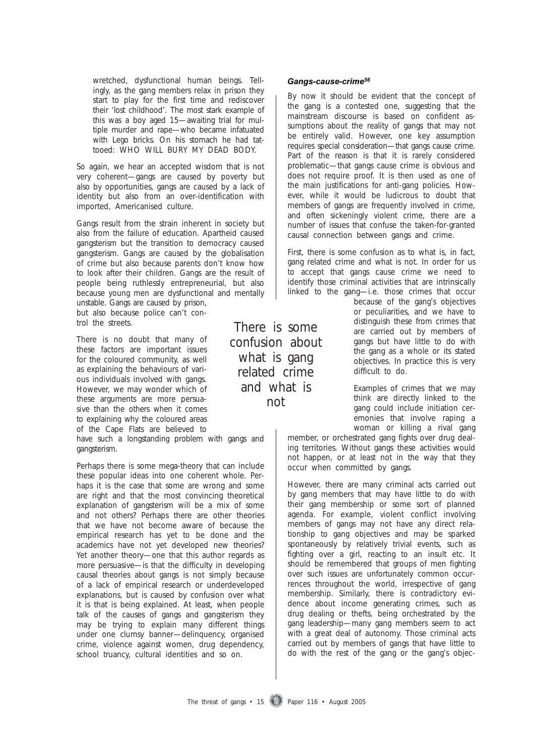wretched, dysfunctional human beings. Tellingly, as the gang members relax in prison they start to play for the first time and rediscover their 'lost childhood'. The most stark example of this was a boy aged 15—awaiting trial for multiple murder and rape—who became infatuated with Lego bricks. On his stomach he had tattooed: WHO WILL BURY MY DEAD BODY.

So again, we hear an accepted wisdom that is not very coherent—gangs are caused by poverty but also by opportunities, gangs are caused by a lack of identity but also from an over-identification with imported, Americanised culture.

Gangs result from the strain inherent in society but also from the failure of education. Apartheid caused gangsterism but the transition to democracy caused gangsterism. Gangs are caused by the globalisation of crime but also because parents don't know how to look after their children. Gangs are the result of people being ruthlessly entrepreneurial, but also because young men are dysfunctional and mentally unstable. Gangs are caused by prison, but also because police can't control the streets.

There is no doubt that many of these factors are important issues for the coloured community, as well as explaining the behaviours of various individuals involved with gangs. However, we may wonder which of these arguments are more persuasive than the others when it comes to explaining why the coloured areas of the Cape Flats are believed to have such a longstanding problem with gangs and gangsterism.

Perhaps there is some mega-theory that can include these popular ideas into one coherent whole. Perhaps it is the case that some are wrong and some are right and that the most convincing theoretical explanation of gangsterism will be a mix of some and not others? Perhaps there are other theories that we have not become aware of because the empirical research has yet to be done and the academics have not yet developed new theories? Yet another theory—one that this author regards as more persuasive—is that the difficulty in developing causal theories about gangs is not simply because of a lack of empirical research or underdeveloped explanations, but is caused by confusion over what it is that is being explained. At least, when people talk of the causes of gangs and gangsterism they may be trying to explain many different things under one clumsy banner—delinquency, organised crime, violence against women, drug dependency, school truancy, cultural identities and so on.

### *Gangs-cause-crime*[56]

By now it should be evident that the concept of the gang is a contested one, suggesting that the mainstream discourse is based on confident assumptions about the reality of gangs that may not be entirely valid. However, one key assumption requires special consideration—that gangs cause crime. Part of the reason is that it is rarely considered problematic—that gangs cause crime is obvious and does not require proof. It is then used as one of the main justifications for anti-gang policies. However, while it would be ludicrous to doubt that members of gangs are frequently involved in crime, and often sickeningly violent crime, there are a number of issues that confuse the taken-for-granted causal connection between gangs and crime.

First, there is some confusion as to what is, in fact, gang related crime and what is not. In order for us to accept that gangs cause crime we need to identify those criminal activities that are intrinsically linked to the gang—i.e. those crimes that occur because of the gang's objectives or peculiarities, and we have to distinguish these from crimes that are carried out by members of gangs but have little to do with the gang as a whole or its stated objectives. In practice this is very difficult to do.

> There is some confusion about what is gang related crime and what is not

Examples of crimes that we may think are directly linked to the gang could include initiation ceremonies that involve raping a woman or killing a rival gang member, or orchestrated gang fights over drug dealing territories. Without gangs these activities would not happen, or at least not in the way that they occur when committed by gangs.

However, there are many criminal acts carried out by gang members that may have little to do with their gang membership or some sort of planned agenda. For example, violent conflict involving members of gangs may not have any direct relationship to gang objectives and may be sparked spontaneously by relatively trivial events, such as fighting over a girl, reacting to an insult etc. It should be remembered that groups of men fighting over such issues are unfortunately common occurrences throughout the world, irrespective of gang membership. Similarly, there is contradictory evidence about income generating crimes, such as drug dealing or thefts, being orchestrated by the gang leadership—many gang members seem to act with a great deal of autonomy. Those criminal acts carried out by members of gangs that have little to do with the rest of the gang or the gang's objec-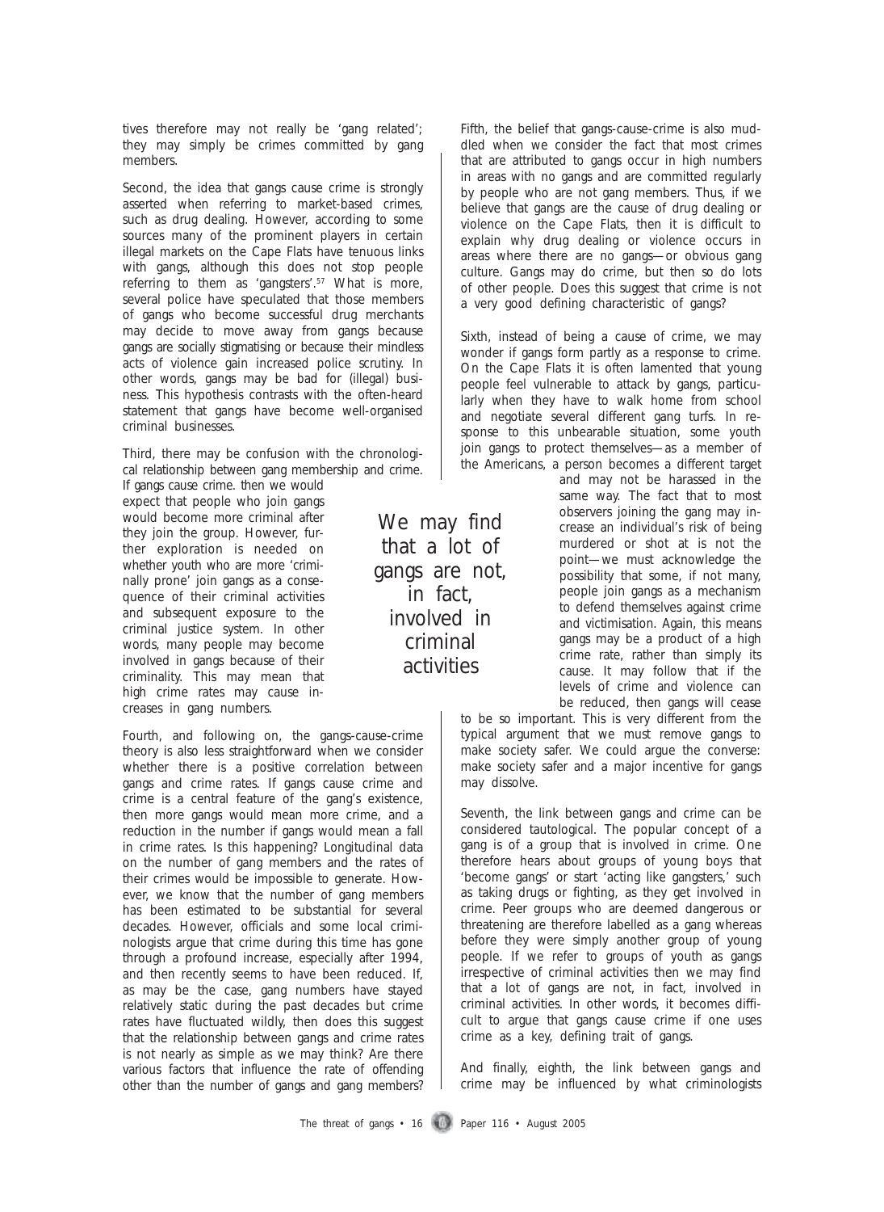tives therefore may not really be 'gang related'; they may simply be crimes committed by gang members.

Second, the idea that gangs cause crime is strongly asserted when referring to market-based crimes, such as drug dealing. However, according to some sources many of the prominent players in certain illegal markets on the Cape Flats have tenuous links with gangs, although this does not stop people referring to them as 'gangsters'.[57] What is more, several police have speculated that those members of gangs who become successful drug merchants may decide to move away from gangs because gangs are socially stigmatising or because their mindless acts of violence gain increased police scrutiny. In other words, gangs may be bad for (illegal) business. This hypothesis contrasts with the often-heard statement that gangs have become well-organised criminal businesses.

Third, there may be confusion with the chronological relationship between gang membership and crime. If gangs cause crime. then we would expect that people who join gangs would become more criminal after they join the group. However, further exploration is needed on whether youth who are more 'criminally prone' join gangs as a consequence of their criminal activities and subsequent exposure to the criminal justice system. In other words, many people may become involved in gangs because of their criminality. This may mean that high crime rates may cause increases in gang numbers.

Fourth, and following on, the gangs-cause-crime theory is also less straightforward when we consider whether there is a positive correlation between gangs and crime rates. If gangs cause crime and crime is a central feature of the gang's existence, then more gangs would mean more crime, and a reduction in the number if gangs would mean a fall in crime rates. Is this happening? Longitudinal data on the number of gang members and the rates of their crimes would be impossible to generate. However, we know that the number of gang members has been estimated to be substantial for several decades. However, officials and some local criminologists argue that crime during this time has gone through a profound increase, especially after 1994, and then recently seems to have been reduced. If, as may be the case, gang numbers have stayed relatively static during the past decades but crime rates have fluctuated wildly, then does this suggest that the relationship between gangs and crime rates is not nearly as simple as we may think? Are there various factors that influence the rate of offending other than the number of gangs and gang members?

Fifth, the belief that gangs-cause-crime is also muddled when we consider the fact that most crimes that are attributed to gangs occur in high numbers in areas with no gangs and are committed regularly by people who are not gang members. Thus, if we believe that gangs are the cause of drug dealing or violence on the Cape Flats, then it is difficult to explain why drug dealing or violence occurs in areas where there are no gangs—or obvious gang culture. Gangs may do crime, but then so do lots of other people. Does this suggest that crime is not a very good defining characteristic of gangs?

Sixth, instead of being a cause of crime, we may wonder if gangs form partly as a response to crime. On the Cape Flats it is often lamented that young people feel vulnerable to attack by gangs, particularly when they have to walk home from school and negotiate several different gang turfs. In response to this unbearable situation, some youth join gangs to protect themselves—as a member of the Americans, a person becomes a different target and may not be harassed in the same way. The fact that to most observers joining the gang may increase an individual's risk of being murdered or shot at is not the point—we must acknowledge the possibility that some, if not many, people join gangs as a mechanism to defend themselves against crime and victimisation. Again, this means gangs may be a product of a high crime rate, rather than simply its cause. It may follow that if the levels of crime and violence can be reduced, then gangs will cease to be so important. This is very different from the typical argument that we must remove gangs to make society safer. We could argue the converse: make society safer and a major incentive for gangs may dissolve.

> We may find that a lot of gangs are not, in fact, involved in criminal activities

Seventh, the link between gangs and crime can be considered tautological. The popular concept of a gang is of a group that is involved in crime. One therefore hears about groups of young boys that 'become gangs' or start 'acting like gangsters,' such as taking drugs or fighting, as they get involved in crime. Peer groups who are deemed dangerous or threatening are therefore labelled as a gang whereas before they were simply another group of young people. If we refer to groups of youth as gangs irrespective of criminal activities then we may find that a lot of gangs are not, in fact, involved in criminal activities. In other words, it becomes difficult to argue that gangs cause crime if one uses crime as a key, defining trait of gangs.

And finally, eighth, the link between gangs and crime may be influenced by what criminologists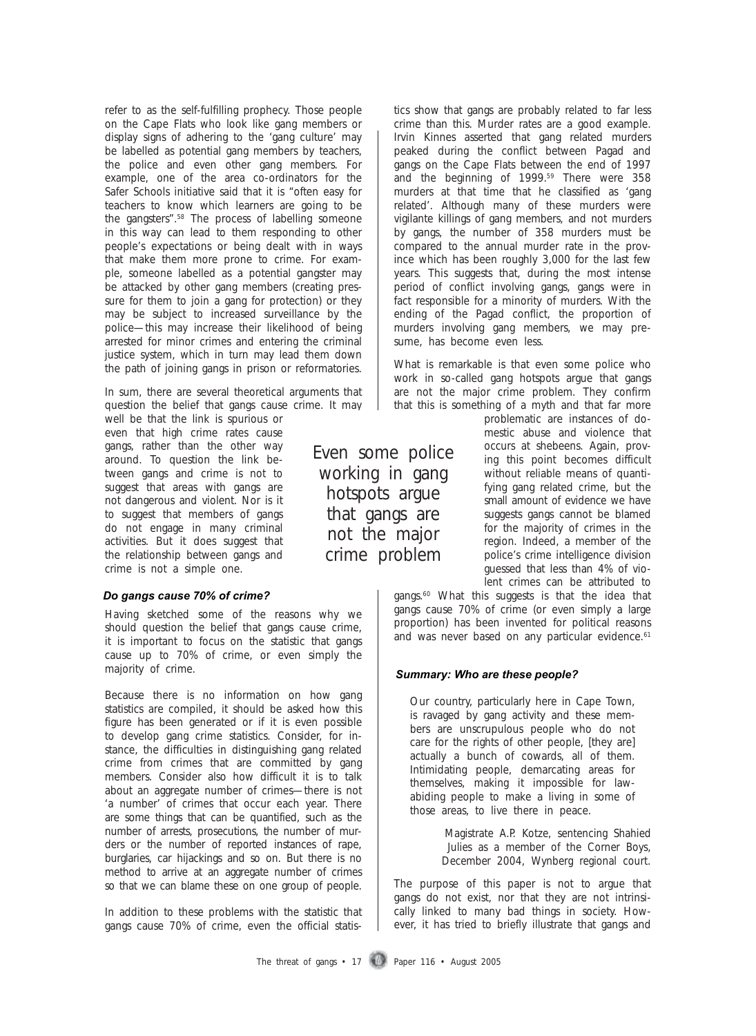refer to as the self-fulfilling prophecy. Those people on the Cape Flats who look like gang members or display signs of adhering to the 'gang culture' may be labelled as potential gang members by teachers, the police and even other gang members. For example, one of the area co-ordinators for the Safer Schools initiative said that it is "often easy for teachers to know which learners are going to be the gangsters".[58] The process of labelling someone in this way can lead to them responding to other people's expectations or being dealt with in ways that make them more prone to crime. For example, someone labelled as a potential gangster may be attacked by other gang members (creating pressure for them to join a gang for protection) or they may be subject to increased surveillance by the police—this may increase their likelihood of being arrested for minor crimes and entering the criminal justice system, which in turn may lead them down the path of joining gangs in prison or reformatories.

In sum, there are several theoretical arguments that question the belief that gangs cause crime. It may well be that the link is spurious or even that high crime rates cause gangs, rather than the other way around. To question the link between gangs and crime is not to suggest that areas with gangs are not dangerous and violent. Nor is it to suggest that members of gangs do not engage in many criminal activities. But it does suggest that the relationship between gangs and crime is not a simple one.

### *Do gangs cause 70% of crime?*

Having sketched some of the reasons why we should question the belief that gangs cause crime, it is important to focus on the statistic that gangs cause up to 70% of crime, or even simply the majority of crime.

Because there is no information on how gang statistics are compiled, it should be asked how this figure has been generated or if it is even possible to develop gang crime statistics. Consider, for instance, the difficulties in distinguishing gang related crime from crimes that are committed by gang members. Consider also how difficult it is to talk about an aggregate number of crimes—there is not 'a number' of crimes that occur each year. There are some things that can be quantified, such as the number of arrests, prosecutions, the number of murders or the number of reported instances of rape, burglaries, car hijackings and so on. But there is no method to arrive at an aggregate number of crimes so that we can blame these on one group of people.

In addition to these problems with the statistic that gangs cause 70% of crime, even the official statistics show that gangs are probably related to far less crime than this. Murder rates are a good example. Irvin Kinnes asserted that gang related murders peaked during the conflict between Pagad and gangs on the Cape Flats between the end of 1997 and the beginning of 1999.[59] There were 358 murders at that time that he classified as 'gang related'. Although many of these murders were vigilante killings of gang members, and not murders by gangs, the number of 358 murders must be compared to the annual murder rate in the province which has been roughly 3,000 for the last few years. This suggests that, during the most intense period of conflict involving gangs, gangs were in fact responsible for a minority of murders. With the ending of the Pagad conflict, the proportion of murders involving gang members, we may presume, has become even less.

What is remarkable is that even some police who work in so-called gang hotspots argue that gangs are not the major crime problem. They confirm that this is something of a myth and that far more problematic are instances of domestic abuse and violence that occurs at shebeens. Again, proving this point becomes difficult without reliable means of quantifying gang related crime, but the small amount of evidence we have suggests gangs cannot be blamed for the majority of crimes in the region. Indeed, a member of the police's crime intelligence division guessed that less than 4% of violent crimes can be attributed to gangs.[60] What this suggests is that the idea that gangs cause 70% of crime (or even simply a large proportion) has been invented for political reasons and was never based on any particular evidence.[61]

> Even some police working in gang hotspots argue that gangs are not the major crime problem

### *Summary: Who are these people?*

> Our country, particularly here in Cape Town, is ravaged by gang activity and these members are unscrupulous people who do not care for the rights of other people, [they are] actually a bunch of cowards, all of them. Intimidating people, demarcating areas for themselves, making it impossible for law-abiding people to make a living in some of those areas, to live there in peace.
>
> Magistrate A.P. Kotze, sentencing Shahied Julies as a member of the Corner Boys, December 2004, Wynberg regional court.

The purpose of this paper is not to argue that gangs do not exist, nor that they are not intrinsically linked to many bad things in society. However, it has tried to briefly illustrate that gangs and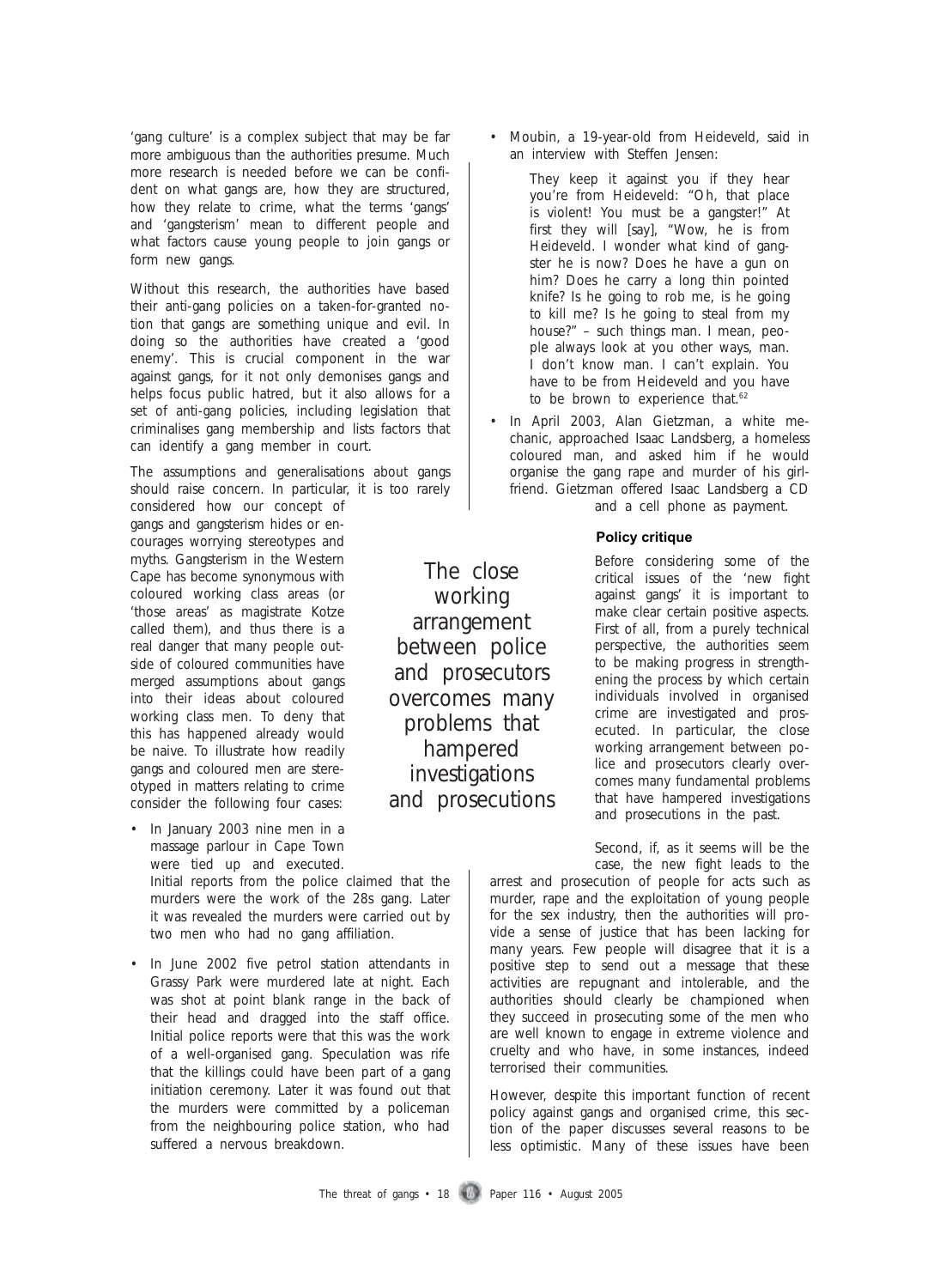'gang culture' is a complex subject that may be far more ambiguous than the authorities presume. Much more research is needed before we can be confident on what gangs are, how they are structured, how they relate to crime, what the terms 'gangs' and 'gangsterism' mean to different people and what factors cause young people to join gangs or form new gangs.

Without this research, the authorities have based their anti-gang policies on a taken-for-granted notion that gangs are something unique and evil. In doing so the authorities have created a 'good enemy'. This is crucial component in the war against gangs, for it not only demonises gangs and helps focus public hatred, but it also allows for a set of anti-gang policies, including legislation that criminalises gang membership and lists factors that can identify a gang member in court.

The assumptions and generalisations about gangs should raise concern. In particular, it is too rarely considered how our concept of gangs and gangsterism hides or encourages worrying stereotypes and myths. Gangsterism in the Western Cape has become synonymous with coloured working class areas (or 'those areas' as magistrate Kotze called them), and thus there is a real danger that many people outside of coloured communities have merged assumptions about gangs into their ideas about coloured working class men. To deny that this has happened already would be naive. To illustrate how readily gangs and coloured men are stereotyped in matters relating to crime consider the following four cases:

- In January 2003 nine men in a massage parlour in Cape Town were tied up and executed. Initial reports from the police claimed that the murders were the work of the 28s gang. Later it was revealed the murders were carried out by two men who had no gang affiliation.
- In June 2002 five petrol station attendants in Grassy Park were murdered late at night. Each was shot at point blank range in the back of their head and dragged into the staff office. Initial police reports were that this was the work of a well-organised gang. Speculation was rife that the killings could have been part of a gang initiation ceremony. Later it was found out that the murders were committed by a policeman from the neighbouring police station, who had suffered a nervous breakdown.
- Moubin, a 19-year-old from Heideveld, said in an interview with Steffen Jensen:

  > They keep it against you if they hear you're from Heideveld: "Oh, that place is violent! You must be a gangster!" At first they will [say], "Wow, he is from Heideveld. I wonder what kind of gangster he is now? Does he have a gun on him? Does he carry a long thin pointed knife? Is he going to rob me, is he going to kill me? Is he going to steal from my house?" – such things man. I mean, people always look at you other ways, man. I don't know man. I can't explain. You have to be from Heideveld and you have to be brown to experience that.[62]

- In April 2003, Alan Gietzman, a white mechanic, approached Isaac Landsberg, a homeless coloured man, and asked him if he would organise the gang rape and murder of his girlfriend. Gietzman offered Isaac Landsberg a CD and a cell phone as payment.

> The close working arrangement between police and prosecutors overcomes many problems that hampered investigations and prosecutions

#### Policy critique

Before considering some of the critical issues of the 'new fight against gangs' it is important to make clear certain positive aspects. First of all, from a purely technical perspective, the authorities seem to be making progress in strengthening the process by which certain individuals involved in organised crime are investigated and prosecuted. In particular, the close working arrangement between police and prosecutors clearly overcomes many fundamental problems that have hampered investigations and prosecutions in the past.

Second, if, as it seems will be the case, the new fight leads to the arrest and prosecution of people for acts such as murder, rape and the exploitation of young people for the sex industry, then the authorities will provide a sense of justice that has been lacking for many years. Few people will disagree that it is a positive step to send out a message that these activities are repugnant and intolerable, and the authorities should clearly be championed when they succeed in prosecuting some of the men who are well known to engage in extreme violence and cruelty and who have, in some instances, indeed terrorised their communities.

However, despite this important function of recent policy against gangs and organised crime, this section of the paper discusses several reasons to be less optimistic. Many of these issues have been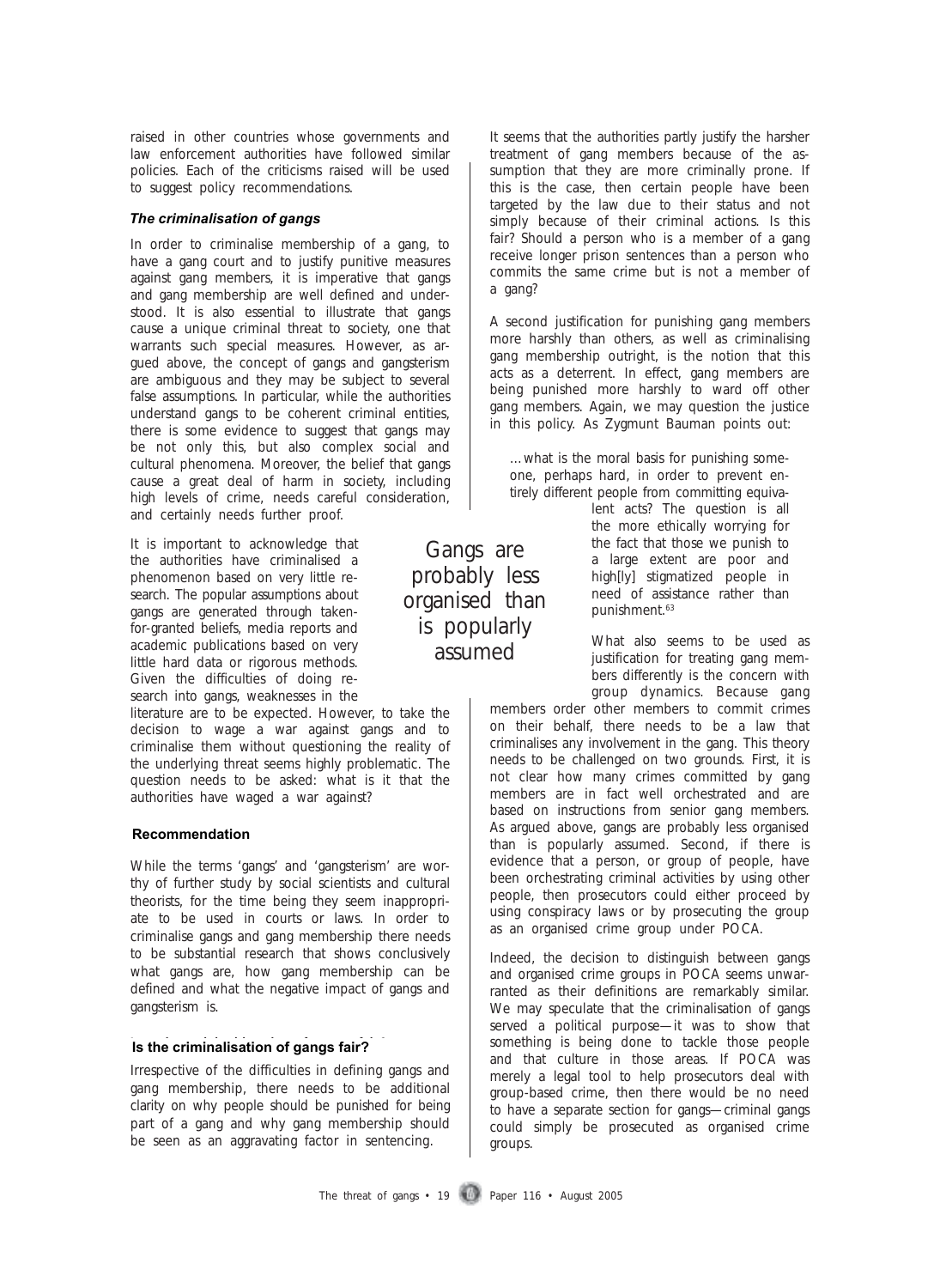raised in other countries whose governments and law enforcement authorities have followed similar policies. Each of the criticisms raised will be used to suggest policy recommendations.

### *The criminalisation of gangs*

In order to criminalise membership of a gang, to have a gang court and to justify punitive measures against gang members, it is imperative that gangs and gang membership are well defined and understood. It is also essential to illustrate that gangs cause a unique criminal threat to society, one that warrants such special measures. However, as argued above, the concept of gangs and gangsterism are ambiguous and they may be subject to several false assumptions. In particular, while the authorities understand gangs to be coherent criminal entities, there is some evidence to suggest that gangs may be not only this, but also complex social and cultural phenomena. Moreover, the belief that gangs cause a great deal of harm in society, including high levels of crime, needs careful consideration, and certainly needs further proof.

It is important to acknowledge that the authorities have criminalised a phenomenon based on very little research. The popular assumptions about gangs are generated through taken-for-granted beliefs, media reports and academic publications based on very little hard data or rigorous methods. Given the difficulties of doing research into gangs, weaknesses in the literature are to be expected. However, to take the decision to wage a war against gangs and to criminalise them without questioning the reality of the underlying threat seems highly problematic. The question needs to be asked: what is it that the authorities have waged a war against?

#### Recommendation

While the terms 'gangs' and 'gangsterism' are worthy of further study by social scientists and cultural theorists, for the time being they seem inappropriate to be used in courts or laws. In order to criminalise gangs and gang membership there needs to be substantial research that shows conclusively what gangs are, how gang membership can be defined and what the negative impact of gangs and gangsterism is.

### Is the criminalisation of gangs fair?

Irrespective of the difficulties in defining gangs and gang membership, there needs to be additional clarity on why people should be punished for being part of a gang and why gang membership should be seen as an aggravating factor in sentencing.

It seems that the authorities partly justify the harsher treatment of gang members because of the assumption that they are more criminally prone. If this is the case, then certain people have been targeted by the law due to their status and not simply because of their criminal actions. Is this fair? Should a person who is a member of a gang receive longer prison sentences than a person who commits the same crime but is not a member of a gang?

A second justification for punishing gang members more harshly than others, as well as criminalising gang membership outright, is the notion that this acts as a deterrent. In effect, gang members are being punished more harshly to ward off other gang members. Again, we may question the justice in this policy. As Zygmunt Bauman points out:

> …what is the moral basis for punishing someone, perhaps hard, in order to prevent entirely different people from committing equivalent acts? The question is all the more ethically worrying for the fact that those we punish to a large extent are poor and high[ly] stigmatized people in need of assistance rather than punishment.[63]

> Gangs are probably less organised than is popularly assumed

What also seems to be used as justification for treating gang members differently is the concern with group dynamics. Because gang members order other members to commit crimes on their behalf, there needs to be a law that criminalises any involvement in the gang. This theory needs to be challenged on two grounds. First, it is not clear how many crimes committed by gang members are in fact well orchestrated and are based on instructions from senior gang members. As argued above, gangs are probably less organised than is popularly assumed. Second, if there is evidence that a person, or group of people, have been orchestrating criminal activities by using other people, then prosecutors could either proceed by using conspiracy laws or by prosecuting the group as an organised crime group under POCA.

Indeed, the decision to distinguish between gangs and organised crime groups in POCA seems unwarranted as their definitions are remarkably similar. We may speculate that the criminalisation of gangs served a political purpose—it was to show that something is being done to tackle those people and that culture in those areas. If POCA was merely a legal tool to help prosecutors deal with group-based crime, then there would be no need to have a separate section for gangs—criminal gangs could simply be prosecuted as organised crime groups.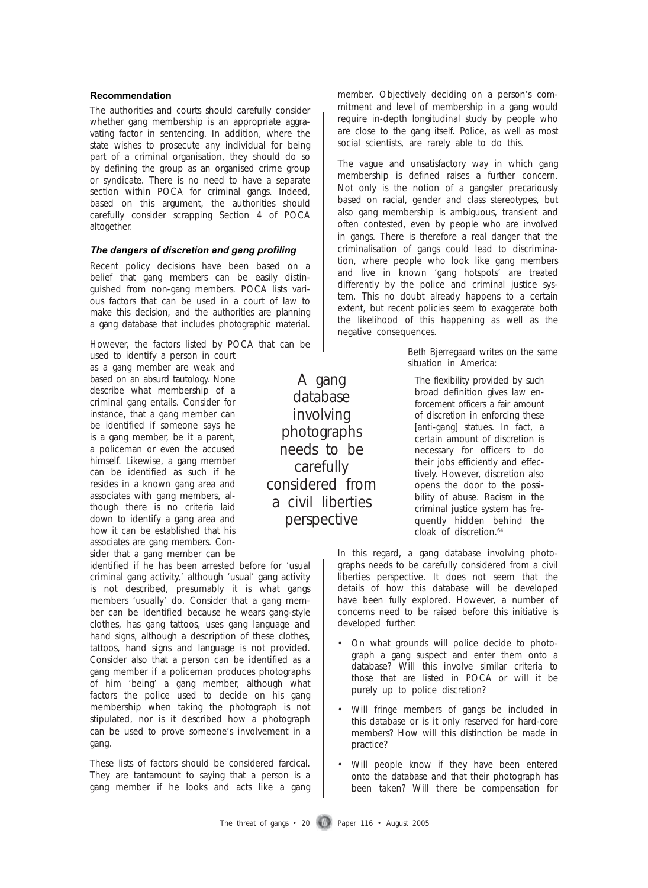### Recommendation

The authorities and courts should carefully consider whether gang membership is an appropriate aggravating factor in sentencing. In addition, where the state wishes to prosecute any individual for being part of a criminal organisation, they should do so by defining the group as an organised crime group or syndicate. There is no need to have a separate section within POCA for criminal gangs. Indeed, based on this argument, the authorities should carefully consider scrapping Section 4 of POCA altogether.

### *The dangers of discretion and gang profiling*

Recent policy decisions have been based on a belief that gang members can be easily distinguished from non-gang members. POCA lists various factors that can be used in a court of law to make this decision, and the authorities are planning a gang database that includes photographic material.

However, the factors listed by POCA that can be used to identify a person in court as a gang member are weak and based on an absurd tautology. None describe what membership of a criminal gang entails. Consider for instance, that a gang member can be identified if someone says he is a gang member, be it a parent, a policeman or even the accused himself. Likewise, a gang member can be identified as such if he resides in a known gang area and associates with gang members, although there is no criteria laid down to identify a gang area and how it can be established that his associates are gang members. Consider that a gang member can be identified if he has been arrested before for 'usual criminal gang activity,' although 'usual' gang activity is not described, presumably it is what gangs members 'usually' do. Consider that a gang member can be identified because he wears gang-style clothes, has gang tattoos, uses gang language and hand signs, although a description of these clothes, tattoos, hand signs and language is not provided. Consider also that a person can be identified as a gang member if a policeman produces photographs of him 'being' a gang member, although what factors the police used to decide on his gang membership when taking the photograph is not stipulated, nor is it described how a photograph can be used to prove someone's involvement in a gang.

These lists of factors should be considered farcical. They are tantamount to saying that a person is a gang member if he looks and acts like a gang member. Objectively deciding on a person's commitment and level of membership in a gang would require in-depth longitudinal study by people who are close to the gang itself. Police, as well as most social scientists, are rarely able to do this.

The vague and unsatisfactory way in which gang membership is defined raises a further concern. Not only is the notion of a gangster precariously based on racial, gender and class stereotypes, but also gang membership is ambiguous, transient and often contested, even by people who are involved in gangs. There is therefore a real danger that the criminalisation of gangs could lead to discrimination, where people who look like gang members and live in known 'gang hotspots' are treated differently by the police and criminal justice system. This no doubt already happens to a certain extent, but recent policies seem to exaggerate both the likelihood of this happening as well as the negative consequences.

> A gang database involving photographs needs to be carefully considered from a civil liberties perspective

Beth Bjerregaard writes on the same situation in America:

> The flexibility provided by such broad definition gives law enforcement officers a fair amount of discretion in enforcing these [anti-gang] statues. In fact, a certain amount of discretion is necessary for officers to do their jobs efficiently and effectively. However, discretion also opens the door to the possibility of abuse. Racism in the criminal justice system has frequently hidden behind the cloak of discretion.[64]

In this regard, a gang database involving photographs needs to be carefully considered from a civil liberties perspective. It does not seem that the details of how this database will be developed have been fully explored. However, a number of concerns need to be raised before this initiative is developed further:

- On what grounds will police decide to photograph a gang suspect and enter them onto a database? Will this involve similar criteria to those that are listed in POCA or will it be purely up to police discretion?
- Will fringe members of gangs be included in this database or is it only reserved for hard-core members? How will this distinction be made in practice?
- Will people know if they have been entered onto the database and that their photograph has been taken? Will there be compensation for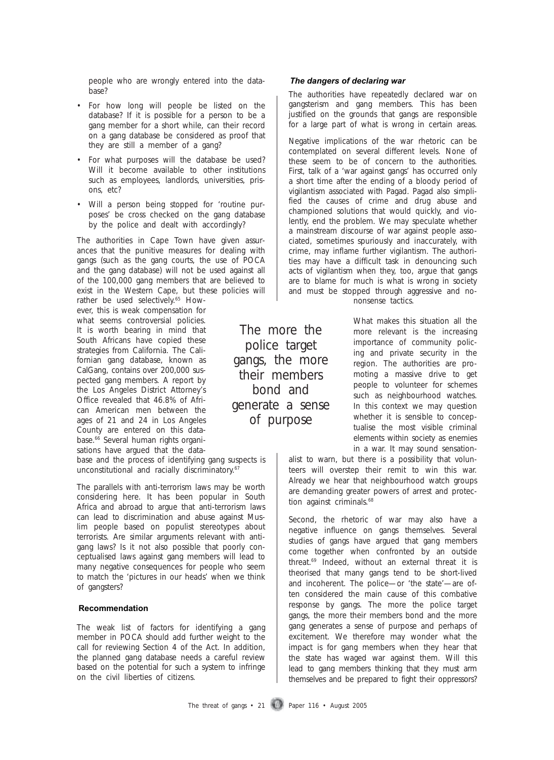people who are wrongly entered into the database?

- For how long will people be listed on the database? If it is possible for a person to be a gang member for a short while, can their record on a gang database be considered as proof that they are still a member of a gang?
- For what purposes will the database be used? Will it become available to other institutions such as employees, landlords, universities, prisons, etc?
- Will a person being stopped for 'routine purposes' be cross checked on the gang database by the police and dealt with accordingly?

The authorities in Cape Town have given assurances that the punitive measures for dealing with gangs (such as the gang courts, the use of POCA and the gang database) will not be used against all of the 100,000 gang members that are believed to exist in the Western Cape, but these policies will rather be used selectively.[65] However, this is weak compensation for what seems controversial policies. It is worth bearing in mind that South Africans have copied these strategies from California. The Californian gang database, known as CalGang, contains over 200,000 suspected gang members. A report by the Los Angeles District Attorney's Office revealed that 46.8% of African American men between the ages of 21 and 24 in Los Angeles County are entered on this database.[66] Several human rights organisations have argued that the database and the process of identifying gang suspects is unconstitutional and racially discriminatory.[67]

The parallels with anti-terrorism laws may be worth considering here. It has been popular in South Africa and abroad to argue that anti-terrorism laws can lead to discrimination and abuse against Muslim people based on populist stereotypes about terrorists. Are similar arguments relevant with anti-gang laws? Is it not also possible that poorly conceptualised laws against gang members will lead to many negative consequences for people who seem to match the 'pictures in our heads' when we think of gangsters?

### Recommendation

The weak list of factors for identifying a gang member in POCA should add further weight to the call for reviewing Section 4 of the Act. In addition, the planned gang database needs a careful review based on the potential for such a system to infringe on the civil liberties of citizens.

### *The dangers of declaring war*

The authorities have repeatedly declared war on gangsterism and gang members. This has been justified on the grounds that gangs are responsible for a large part of what is wrong in certain areas.

Negative implications of the war rhetoric can be contemplated on several different levels. None of these seem to be of concern to the authorities. First, talk of a 'war against gangs' has occurred only a short time after the ending of a bloody period of vigilantism associated with Pagad. Pagad also simplified the causes of crime and drug abuse and championed solutions that would quickly, and violently, end the problem. We may speculate whether a mainstream discourse of war against people associated, sometimes spuriously and inaccurately, with crime, may inflame further vigilantism. The authorities may have a difficult task in denouncing such acts of vigilantism when they, too, argue that gangs are to blame for much is what is wrong in society and must be stopped through aggressive and no-nonsense tactics.

> The more the police target gangs, the more their members bond and generate a sense of purpose

What makes this situation all the more relevant is the increasing importance of community policing and private security in the region. The authorities are promoting a massive drive to get people to volunteer for schemes such as neighbourhood watches. In this context we may question whether it is sensible to conceptualise the most visible criminal elements within society as enemies in a war. It may sound sensationalist to warn, but there is a possibility that volunteers will overstep their remit to win this war. Already we hear that neighbourhood watch groups are demanding greater powers of arrest and protection against criminals.[68]

Second, the rhetoric of war may also have a negative influence on gangs themselves. Several studies of gangs have argued that gang members come together when confronted by an outside threat.[69] Indeed, without an external threat it is theorised that many gangs tend to be short-lived and incoherent. The police—or 'the state'—are often considered the main cause of this combative response by gangs. The more the police target gangs, the more their members bond and the more gang generates a sense of purpose and perhaps of excitement. We therefore may wonder what the impact is for gang members when they hear that the state has waged war against them. Will this lead to gang members thinking that they must arm themselves and be prepared to fight their oppressors?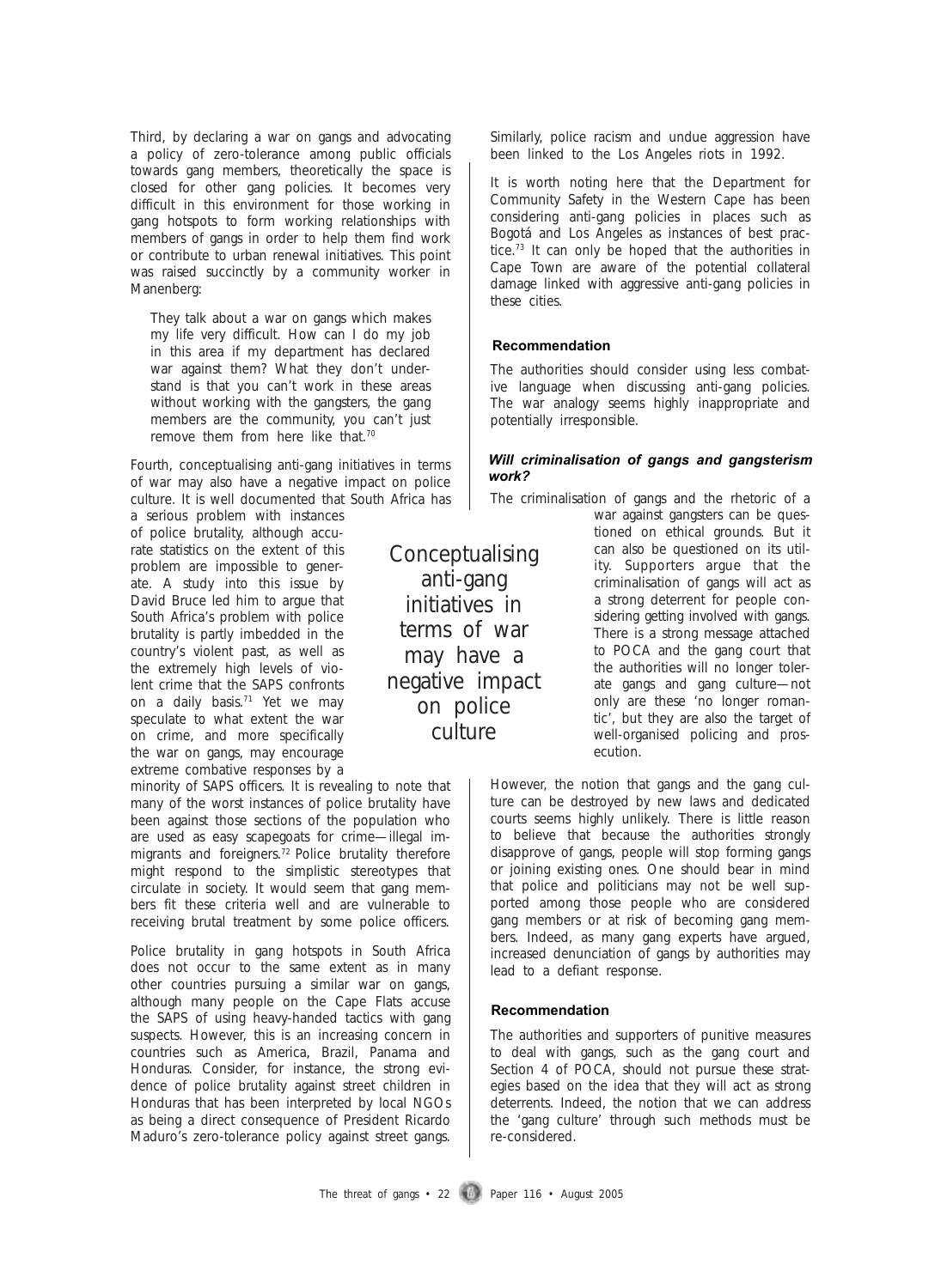Third, by declaring a war on gangs and advocating a policy of zero-tolerance among public officials towards gang members, theoretically the space is closed for other gang policies. It becomes very difficult in this environment for those working in gang hotspots to form working relationships with members of gangs in order to help them find work or contribute to urban renewal initiatives. This point was raised succinctly by a community worker in Manenberg:

> They talk about a war on gangs which makes my life very difficult. How can I do my job in this area if my department has declared war against them? What they don't understand is that you can't work in these areas without working with the gangsters, the gang members are the community, you can't just remove them from here like that.[70]

Fourth, conceptualising anti-gang initiatives in terms of war may also have a negative impact on police culture. It is well documented that South Africa has a serious problem with instances of police brutality, although accurate statistics on the extent of this problem are impossible to generate. A study into this issue by David Bruce led him to argue that South Africa's problem with police brutality is partly imbedded in the country's violent past, as well as the extremely high levels of violent crime that the SAPS confronts on a daily basis.[71] Yet we may speculate to what extent the war on crime, and more specifically the war on gangs, may encourage extreme combative responses by a minority of SAPS officers. It is revealing to note that many of the worst instances of police brutality have been against those sections of the population who are used as easy scapegoats for crime—illegal immigrants and foreigners.[72] Police brutality therefore might respond to the simplistic stereotypes that circulate in society. It would seem that gang members fit these criteria well and are vulnerable to receiving brutal treatment by some police officers.

Police brutality in gang hotspots in South Africa does not occur to the same extent as in many other countries pursuing a similar war on gangs, although many people on the Cape Flats accuse the SAPS of using heavy-handed tactics with gang suspects. However, this is an increasing concern in countries such as America, Brazil, Panama and Honduras. Consider, for instance, the strong evidence of police brutality against street children in Honduras that has been interpreted by local NGOs as being a direct consequence of President Ricardo Maduro's zero-tolerance policy against street gangs. Similarly, police racism and undue aggression have been linked to the Los Angeles riots in 1992.

It is worth noting here that the Department for Community Safety in the Western Cape has been considering anti-gang policies in places such as Bogotá and Los Angeles as instances of best practice.[73] It can only be hoped that the authorities in Cape Town are aware of the potential collateral damage linked with aggressive anti-gang policies in these cities.

> Conceptualising anti-gang initiatives in terms of war may have a negative impact on police culture

#### Recommendation

The authorities should consider using less combative language when discussing anti-gang policies. The war analogy seems highly inappropriate and potentially irresponsible.

### *Will criminalisation of gangs and gangsterism work?*

The criminalisation of gangs and the rhetoric of a war against gangsters can be questioned on ethical grounds. But it can also be questioned on its utility. Supporters argue that the criminalisation of gangs will act as a strong deterrent for people considering getting involved with gangs. There is a strong message attached to POCA and the gang court that the authorities will no longer tolerate gangs and gang culture—not only are these 'no longer romantic', but they are also the target of well-organised policing and prosecution.

However, the notion that gangs and the gang culture can be destroyed by new laws and dedicated courts seems highly unlikely. There is little reason to believe that because the authorities strongly disapprove of gangs, people will stop forming gangs or joining existing ones. One should bear in mind that police and politicians may not be well supported among those people who are considered gang members or at risk of becoming gang members. Indeed, as many gang experts have argued, increased denunciation of gangs by authorities may lead to a defiant response.

#### Recommendation

The authorities and supporters of punitive measures to deal with gangs, such as the gang court and Section 4 of POCA, should not pursue these strategies based on the idea that they will act as strong deterrents. Indeed, the notion that we can address the 'gang culture' through such methods must be re-considered.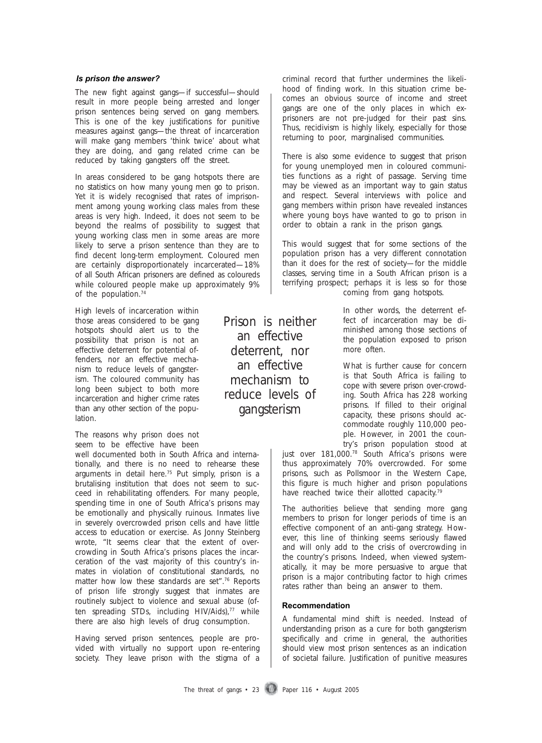### *Is prison the answer?*

The new fight against gangs—if successful—should result in more people being arrested and longer prison sentences being served on gang members. This is one of the key justifications for punitive measures against gangs—the threat of incarceration will make gang members 'think twice' about what they are doing, and gang related crime can be reduced by taking gangsters off the street.

In areas considered to be gang hotspots there are no statistics on how many young men go to prison. Yet it is widely recognised that rates of imprisonment among young working class males from these areas is very high. Indeed, it does not seem to be beyond the realms of possibility to suggest that young working class men in some areas are more likely to serve a prison sentence than they are to find decent long-term employment. Coloured men are certainly disproportionately incarcerated—18% of all South African prisoners are defined as coloureds while coloured people make up approximately 9% of the population.[74]

High levels of incarceration within those areas considered to be gang hotspots should alert us to the possibility that prison is not an effective deterrent for potential offenders, nor an effective mechanism to reduce levels of gangsterism. The coloured community has long been subject to both more incarceration and higher crime rates than any other section of the population.

*Prison is neither an effective deterrent, nor an effective mechanism to reduce levels of gangsterism*

The reasons why prison does not seem to be effective have been well documented both in South Africa and internationally, and there is no need to rehearse these arguments in detail here.[75] Put simply, prison is a brutalising institution that does not seem to succeed in rehabilitating offenders. For many people, spending time in one of South Africa's prisons may be emotionally and physically ruinous. Inmates live in severely overcrowded prison cells and have little access to education or exercise. As Jonny Steinberg wrote, "It seems clear that the extent of overcrowding in South Africa's prisons places the incarceration of the vast majority of this country's inmates in violation of constitutional standards, no matter how low these standards are set".[76] Reports of prison life strongly suggest that inmates are routinely subject to violence and sexual abuse (often spreading STDs, including HIV/Aids),[77] while there are also high levels of drug consumption.

Having served prison sentences, people are provided with virtually no support upon re-entering society. They leave prison with the stigma of a criminal record that further undermines the likelihood of finding work. In this situation crime becomes an obvious source of income and street gangs are one of the only places in which ex-prisoners are not pre-judged for their past sins. Thus, recidivism is highly likely, especially for those returning to poor, marginalised communities.

There is also some evidence to suggest that prison for young unemployed men in coloured communities functions as a right of passage. Serving time may be viewed as an important way to gain status and respect. Several interviews with police and gang members within prison have revealed instances where young boys have wanted to go to prison in order to obtain a rank in the prison gangs.

This would suggest that for some sections of the population prison has a very different connotation than it does for the rest of society—for the middle classes, serving time in a South African prison is a terrifying prospect; perhaps it is less so for those coming from gang hotspots.

In other words, the deterrent effect of incarceration may be diminished among those sections of the population exposed to prison more often.

What is further cause for concern is that South Africa is failing to cope with severe prison over-crowding. South Africa has 228 working prisons. If filled to their original capacity, these prisons should accommodate roughly 110,000 people. However, in 2001 the country's prison population stood at just over 181,000.[78] South Africa's prisons were thus approximately 70% overcrowded. For some prisons, such as Pollsmoor in the Western Cape, this figure is much higher and prison populations have reached twice their allotted capacity.[79]

The authorities believe that sending more gang members to prison for longer periods of time is an effective component of an anti-gang strategy. However, this line of thinking seems seriously flawed and will only add to the crisis of overcrowding in the country's prisons. Indeed, when viewed systematically, it may be more persuasive to argue that prison is a major contributing factor to high crimes rates rather than being an answer to them.

#### Recommendation

A fundamental mind shift is needed. Instead of understanding prison as a cure for both gangsterism specifically and crime in general, the authorities should view most prison sentences as an indication of societal failure. Justification of punitive measures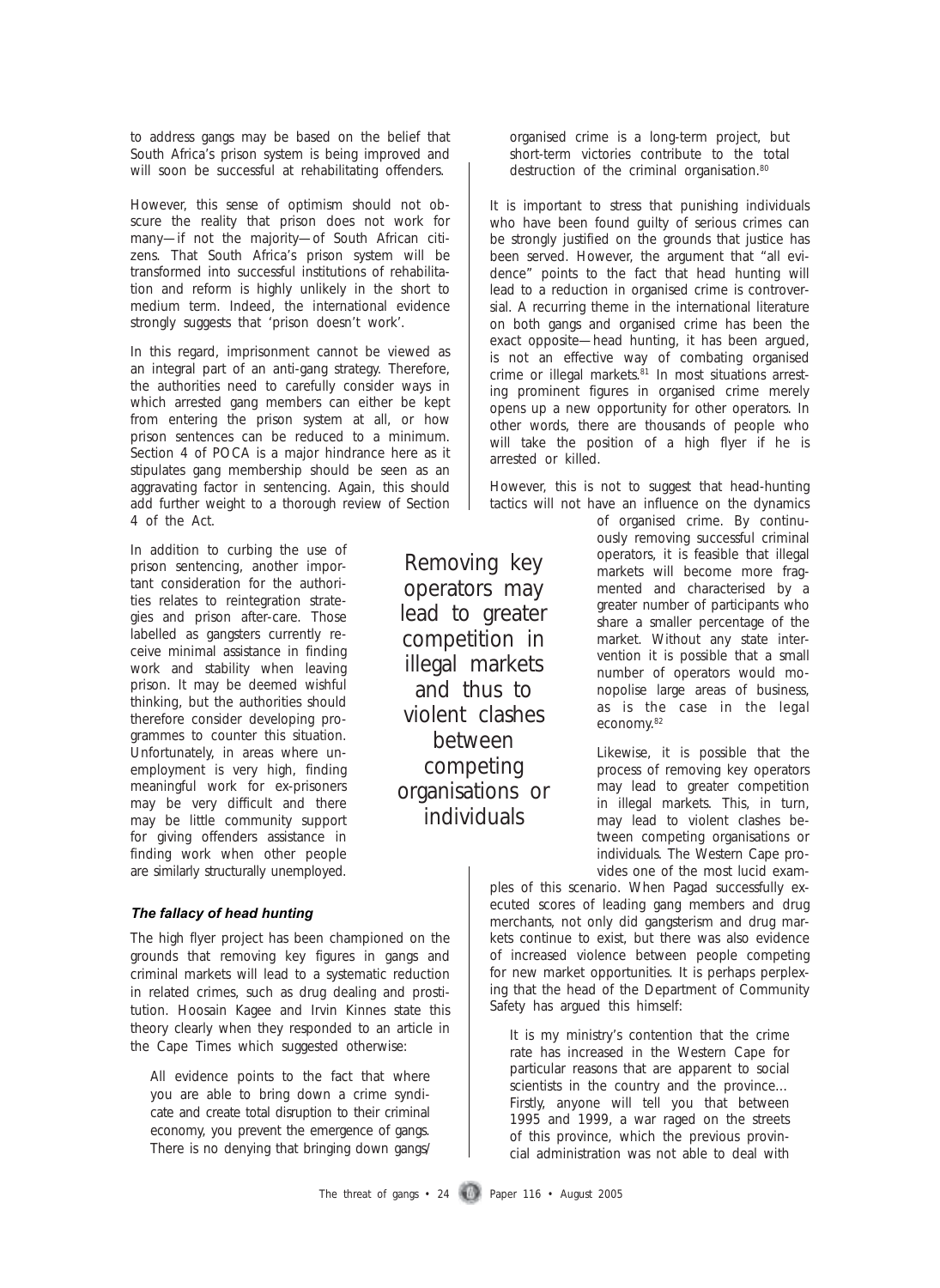to address gangs may be based on the belief that South Africa's prison system is being improved and will soon be successful at rehabilitating offenders.

However, this sense of optimism should not obscure the reality that prison does not work for many—if not the majority—of South African citizens. That South Africa's prison system will be transformed into successful institutions of rehabilitation and reform is highly unlikely in the short to medium term. Indeed, the international evidence strongly suggests that 'prison doesn't work'.

In this regard, imprisonment cannot be viewed as an integral part of an anti-gang strategy. Therefore, the authorities need to carefully consider ways in which arrested gang members can either be kept from entering the prison system at all, or how prison sentences can be reduced to a minimum. Section 4 of POCA is a major hindrance here as it stipulates gang membership should be seen as an aggravating factor in sentencing. Again, this should add further weight to a thorough review of Section 4 of the Act.

In addition to curbing the use of prison sentencing, another important consideration for the authorities relates to reintegration strategies and prison after-care. Those labelled as gangsters currently receive minimal assistance in finding work and stability when leaving prison. It may be deemed wishful thinking, but the authorities should therefore consider developing programmes to counter this situation. Unfortunately, in areas where unemployment is very high, finding meaningful work for ex-prisoners may be very difficult and there may be little community support for giving offenders assistance in finding work when other people are similarly structurally unemployed.

### *The fallacy of head hunting*

The high flyer project has been championed on the grounds that removing key figures in gangs and criminal markets will lead to a systematic reduction in related crimes, such as drug dealing and prostitution. Hoosain Kagee and Irvin Kinnes state this theory clearly when they responded to an article in the Cape Times which suggested otherwise:

> All evidence points to the fact that where you are able to bring down a crime syndicate and create total disruption to their criminal economy, you prevent the emergence of gangs. There is no denying that bringing down gangs/organised crime is a long-term project, but short-term victories contribute to the total destruction of the criminal organisation.[80]

It is important to stress that punishing individuals who have been found guilty of serious crimes can be strongly justified on the grounds that justice has been served. However, the argument that "all evidence" points to the fact that head hunting will lead to a reduction in organised crime is controversial. A recurring theme in the international literature on both gangs and organised crime has been the exact opposite—head hunting, it has been argued, is not an effective way of combating organised crime or illegal markets.[81] In most situations arresting prominent figures in organised crime merely opens up a new opportunity for other operators. In other words, there are thousands of people who will take the position of a high flyer if he is arrested or killed.

However, this is not to suggest that head-hunting tactics will not have an influence on the dynamics of organised crime. By continuously removing successful criminal operators, it is feasible that illegal markets will become more fragmented and characterised by a greater number of participants who share a smaller percentage of the market. Without any state intervention it is possible that a small number of operators would monopolise large areas of business, as is the case in the legal economy.[82]

> Removing key operators may lead to greater competition in illegal markets and thus to violent clashes between competing organisations or individuals

Likewise, it is possible that the process of removing key operators may lead to greater competition in illegal markets. This, in turn, may lead to violent clashes between competing organisations or individuals. The Western Cape provides one of the most lucid examples of this scenario. When Pagad successfully executed scores of leading gang members and drug merchants, not only did gangsterism and drug markets continue to exist, but there was also evidence of increased violence between people competing for new market opportunities. It is perhaps perplexing that the head of the Department of Community Safety has argued this himself:

> It is my ministry's contention that the crime rate has increased in the Western Cape for particular reasons that are apparent to social scientists in the country and the province… Firstly, anyone will tell you that between 1995 and 1999, a war raged on the streets of this province, which the previous provincial administration was not able to deal with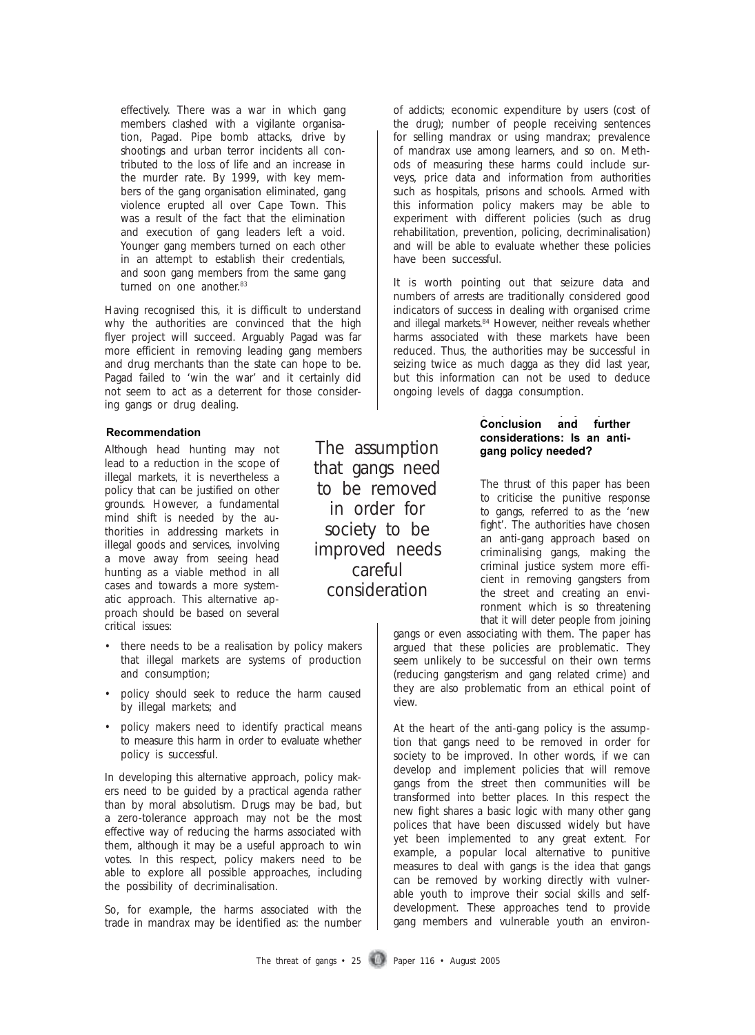effectively. There was a war in which gang members clashed with a vigilante organisation, Pagad. Pipe bomb attacks, drive by shootings and urban terror incidents all contributed to the loss of life and an increase in the murder rate. By 1999, with key members of the gang organisation eliminated, gang violence erupted all over Cape Town. This was a result of the fact that the elimination and execution of gang leaders left a void. Younger gang members turned on each other in an attempt to establish their credentials, and soon gang members from the same gang turned on one another.[83]

Having recognised this, it is difficult to understand why the authorities are convinced that the high flyer project will succeed. Arguably Pagad was far more efficient in removing leading gang members and drug merchants than the state can hope to be. Pagad failed to 'win the war' and it certainly did not seem to act as a deterrent for those considering gangs or drug dealing.

#### Recommendation

Although head hunting may not lead to a reduction in the scope of illegal markets, it is nevertheless a policy that can be justified on other grounds. However, a fundamental mind shift is needed by the authorities in addressing markets in illegal goods and services, involving a move away from seeing head hunting as a viable method in all cases and towards a more systematic approach. This alternative approach should be based on several critical issues:

- there needs to be a realisation by policy makers that illegal markets are systems of production and consumption;
- policy should seek to reduce the harm caused by illegal markets; and
- policy makers need to identify practical means to measure this harm in order to evaluate whether policy is successful.

In developing this alternative approach, policy makers need to be guided by a practical agenda rather than by moral absolutism. Drugs may be bad, but a zero-tolerance approach may not be the most effective way of reducing the harms associated with them, although it may be a useful approach to win votes. In this respect, policy makers need to be able to explore all possible approaches, including the possibility of decriminalisation.

So, for example, the harms associated with the trade in mandrax may be identified as: the number of addicts; economic expenditure by users (cost of the drug); number of people receiving sentences for selling mandrax or using mandrax; prevalence of mandrax use among learners, and so on. Methods of measuring these harms could include surveys, price data and information from authorities such as hospitals, prisons and schools. Armed with this information policy makers may be able to experiment with different policies (such as drug rehabilitation, prevention, policing, decriminalisation) and will be able to evaluate whether these policies have been successful.

It is worth pointing out that seizure data and numbers of arrests are traditionally considered good indicators of success in dealing with organised crime and illegal markets.[84] However, neither reveals whether harms associated with these markets have been reduced. Thus, the authorities may be successful in seizing twice as much dagga as they did last year, but this information can not be used to deduce ongoing levels of dagga consumption.

### Conclusion and further considerations: Is an anti-gang policy needed?

*The assumption that gangs need to be removed in order for society to be improved needs careful consideration*

The thrust of this paper has been to criticise the punitive response to gangs, referred to as the 'new fight'. The authorities have chosen an anti-gang approach based on criminalising gangs, making the criminal justice system more efficient in removing gangsters from the street and creating an environment which is so threatening that it will deter people from joining gangs or even associating with them. The paper has argued that these policies are problematic. They seem unlikely to be successful on their own terms (reducing gangsterism and gang related crime) and they are also problematic from an ethical point of view.

At the heart of the anti-gang policy is the assumption that gangs need to be removed in order for society to be improved. In other words, if we can develop and implement policies that will remove gangs from the street then communities will be transformed into better places. In this respect the new fight shares a basic logic with many other gang polices that have been discussed widely but have yet been implemented to any great extent. For example, a popular local alternative to punitive measures to deal with gangs is the idea that gangs can be removed by working directly with vulnerable youth to improve their social skills and self-development. These approaches tend to provide gang members and vulnerable youth an environ-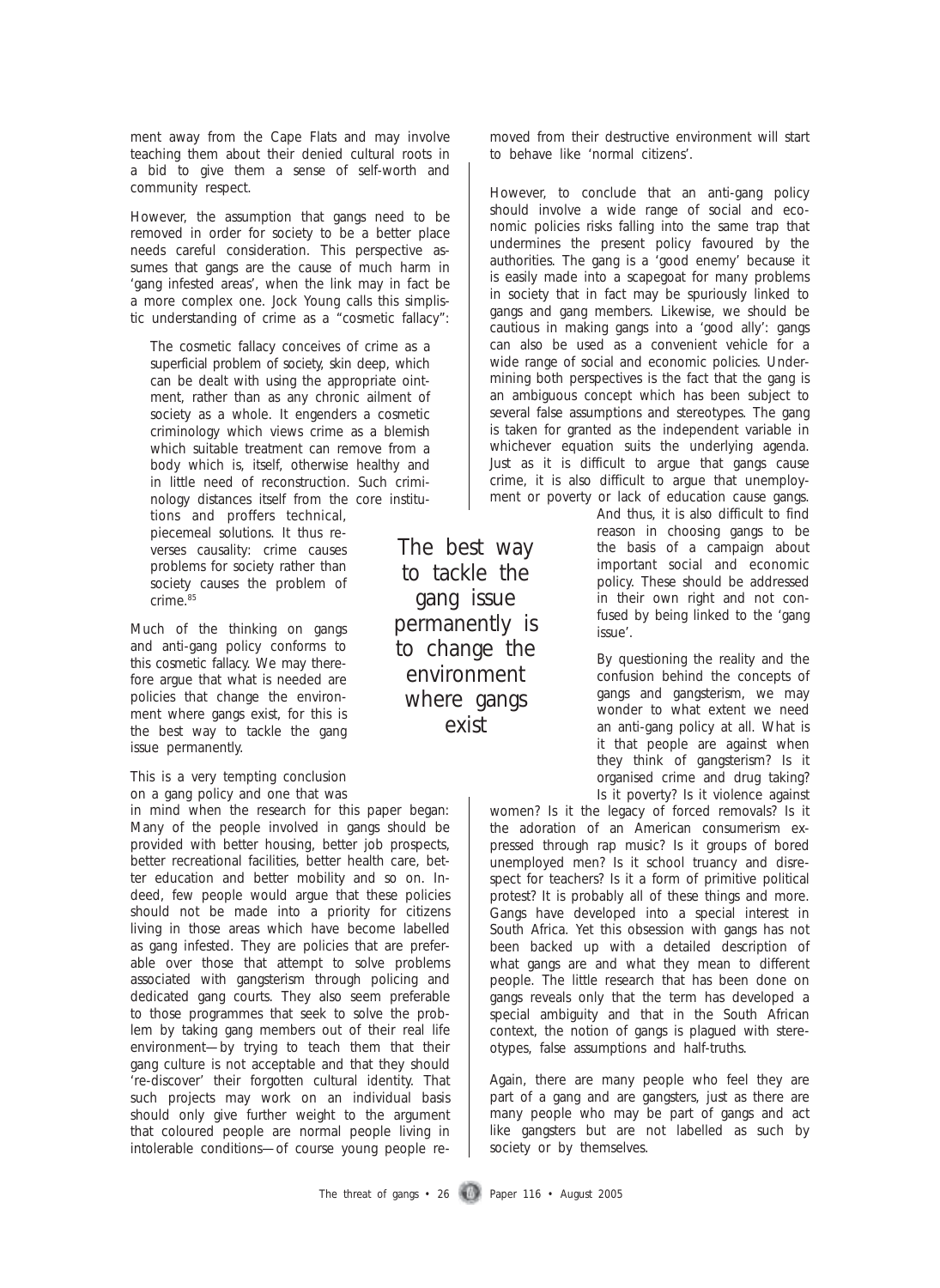ment away from the Cape Flats and may involve teaching them about their denied cultural roots in a bid to give them a sense of self-worth and community respect.

However, the assumption that gangs need to be removed in order for society to be a better place needs careful consideration. This perspective assumes that gangs are the cause of much harm in 'gang infested areas', when the link may in fact be a more complex one. Jock Young calls this simplistic understanding of crime as a "cosmetic fallacy":

> The cosmetic fallacy conceives of crime as a superficial problem of society, skin deep, which can be dealt with using the appropriate ointment, rather than as any chronic ailment of society as a whole. It engenders a cosmetic criminology which views crime as a blemish which suitable treatment can remove from a body which is, itself, otherwise healthy and in little need of reconstruction. Such criminology distances itself from the core institutions and proffers technical, piecemeal solutions. It thus reverses causality: crime causes problems for society rather than society causes the problem of crime.[85]

Much of the thinking on gangs and anti-gang policy conforms to this cosmetic fallacy. We may therefore argue that what is needed are policies that change the environment where gangs exist, for this is the best way to tackle the gang issue permanently.

*The best way to tackle the gang issue permanently is to change the environment where gangs exist*

This is a very tempting conclusion on a gang policy and one that was in mind when the research for this paper began: Many of the people involved in gangs should be provided with better housing, better job prospects, better recreational facilities, better health care, better education and better mobility and so on. Indeed, few people would argue that these policies should not be made into a priority for citizens living in those areas which have become labelled as gang infested. They are policies that are preferable over those that attempt to solve problems associated with gangsterism through policing and dedicated gang courts. They also seem preferable to those programmes that seek to solve the problem by taking gang members out of their real life environment—by trying to teach them that their gang culture is not acceptable and that they should 're-discover' their forgotten cultural identity. That such projects may work on an individual basis should only give further weight to the argument that coloured people are normal people living in intolerable conditions—of course young people removed from their destructive environment will start to behave like 'normal citizens'.

However, to conclude that an anti-gang policy should involve a wide range of social and economic policies risks falling into the same trap that undermines the present policy favoured by the authorities. The gang is a 'good enemy' because it is easily made into a scapegoat for many problems in society that in fact may be spuriously linked to gangs and gang members. Likewise, we should be cautious in making gangs into a 'good ally': gangs can also be used as a convenient vehicle for a wide range of social and economic policies. Undermining both perspectives is the fact that the gang is an ambiguous concept which has been subject to several false assumptions and stereotypes. The gang is taken for granted as the independent variable in whichever equation suits the underlying agenda. Just as it is difficult to argue that gangs cause crime, it is also difficult to argue that unemployment or poverty or lack of education cause gangs. And thus, it is also difficult to find reason in choosing gangs to be the basis of a campaign about important social and economic policy. These should be addressed in their own right and not confused by being linked to the 'gang issue'.

By questioning the reality and the confusion behind the concepts of gangs and gangsterism, we may wonder to what extent we need an anti-gang policy at all. What is it that people are against when they think of gangsterism? Is it organised crime and drug taking? Is it poverty? Is it violence against women? Is it the legacy of forced removals? Is it the adoration of an American consumerism expressed through rap music? Is it groups of bored unemployed men? Is it school truancy and disrespect for teachers? Is it a form of primitive political protest? It is probably all of these things and more. Gangs have developed into a special interest in South Africa. Yet this obsession with gangs has not been backed up with a detailed description of what gangs are and what they mean to different people. The little research that has been done on gangs reveals only that the term has developed a special ambiguity and that in the South African context, the notion of gangs is plagued with stereotypes, false assumptions and half-truths.

Again, there are many people who feel they are part of a gang and are gangsters, just as there are many people who may be part of gangs and act like gangsters but are not labelled as such by society or by themselves.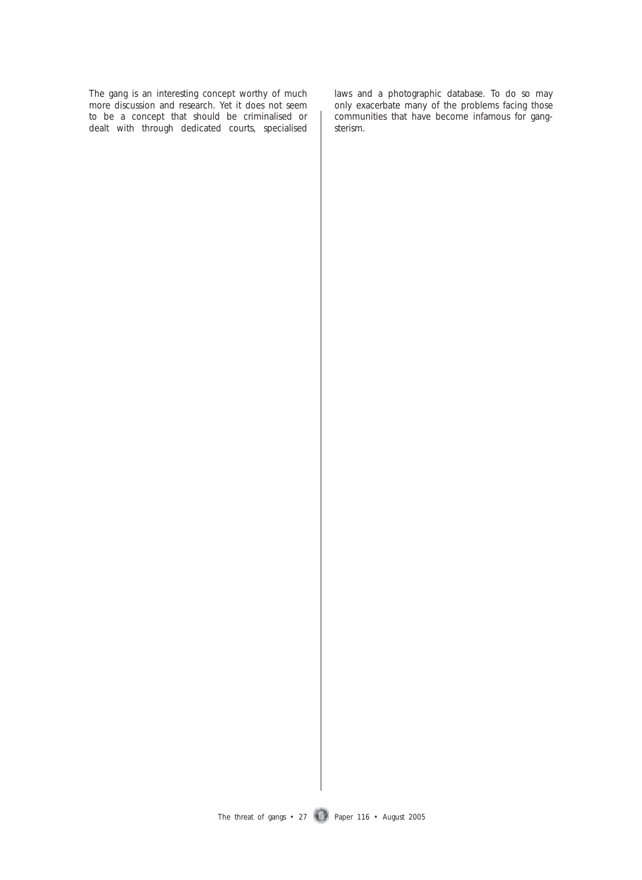The gang is an interesting concept worthy of much more discussion and research. Yet it does not seem to be a concept that should be criminalised or dealt with through dedicated courts, specialised laws and a photographic database. To do so may only exacerbate many of the problems facing those communities that have become infamous for gangsterism.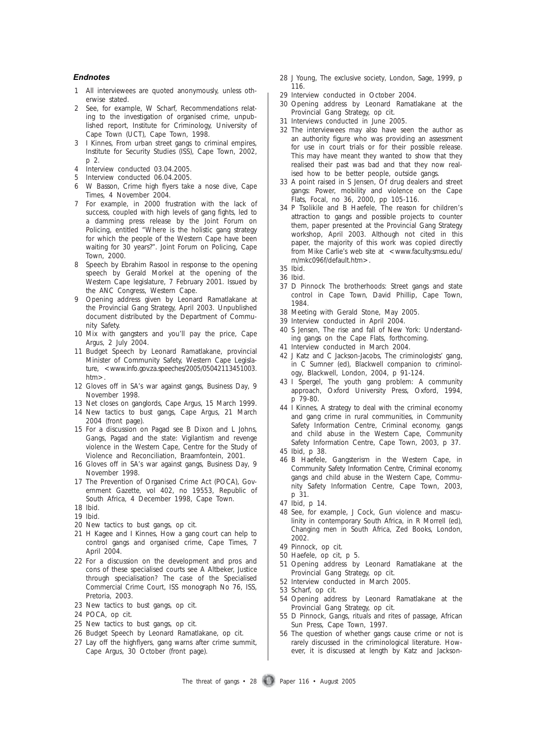### *Endnotes*

1. All interviewees are quoted anonymously, unless otherwise stated.
2. See, for example, W Scharf, Recommendations relating to the investigation of organised crime, unpublished report, Institute for Criminology, University of Cape Town (UCT), Cape Town, 1998.
3. I Kinnes, From urban street gangs to criminal empires, Institute for Security Studies (ISS), Cape Town, 2002, p 2.
4. Interview conducted 03.04.2005.
5. Interview conducted 06.04.2005.
6. W Basson, Crime high flyers take a nose dive, Cape Times, 4 November 2004.
7. For example, in 2000 frustration with the lack of success, coupled with high levels of gang fights, led to a damming press release by the Joint Forum on Policing, entitled "Where is the holistic gang strategy for which the people of the Western Cape have been waiting for 30 years?". Joint Forum on Policing, Cape Town, 2000.
8. Speech by Ebrahim Rasool in response to the opening speech by Gerald Morkel at the opening of the Western Cape legislature, 7 February 2001. Issued by the ANC Congress, Western Cape.
9. Opening address given by Leonard Ramatlakane at the Provincial Gang Strategy, April 2003. Unpublished document distributed by the Department of Community Safety.
10. Mix with gangsters and you'll pay the price, Cape Argus, 2 July 2004.
11. Budget Speech by Leonard Ramatlakane, provincial Minister of Community Safety, Western Cape Legislature, <www.info.gov.za.speeches/2005/05042113451003.htm>.
12. Gloves off in SA's war against gangs, Business Day, 9 November 1998.
13. Net closes on ganglords, Cape Argus, 15 March 1999.
14. New tactics to bust gangs, Cape Argus, 21 March 2004 (front page).
15. For a discussion on Pagad see B Dixon and L Johns, Gangs, Pagad and the state: Vigilantism and revenge violence in the Western Cape, Centre for the Study of Violence and Reconciliation, Braamfontein, 2001.
16. Gloves off in SA's war against gangs, Business Day, 9 November 1998.
17. The Prevention of Organised Crime Act (POCA), Government Gazette, vol 402, no 19553, Republic of South Africa, 4 December 1998, Cape Town.
18. Ibid.
19. Ibid.
20. New tactics to bust gangs, op cit.
21. H Kagee and I Kinnes, How a gang court can help to control gangs and organised crime, Cape Times, 7 April 2004.
22. For a discussion on the development and pros and cons of these specialised courts see A Altbeker, Justice through specialisation? The case of the Specialised Commercial Crime Court, ISS monograph No 76, ISS, Pretoria, 2003.
23. New tactics to bust gangs, op cit.
24. POCA, op cit.
25. New tactics to bust gangs, op cit.
26. Budget Speech by Leonard Ramatlakane, op cit.
27. Lay off the highflyers, gang warns after crime summit, Cape Argus, 30 October (front page).
28. J Young, The exclusive society, London, Sage, 1999, p 116.
29. Interview conducted in October 2004.
30. Opening address by Leonard Ramatlakane at the Provincial Gang Strategy, op cit.
31. Interviews conducted in June 2005.
32. The interviewees may also have seen the author as an authority figure who was providing an assessment for use in court trials or for their possible release. This may have meant they wanted to show that they realised their past was bad and that they now realised how to be better people, outside gangs.
33. A point raised in S Jensen, Of drug dealers and street gangs: Power, mobility and violence on the Cape Flats, Focal, no 36, 2000, pp 105-116.
34. P Tsolikile and B Haefele, The reason for children's attraction to gangs and possible projects to counter them, paper presented at the Provincial Gang Strategy workshop, April 2003. Although not cited in this paper, the majority of this work was copied directly from Mike Carlie's web site at <www.faculty.smsu.edu/m/mkc096f/default.htm>.
35. Ibid.
36. Ibid.
37. D Pinnock The brotherhoods: Street gangs and state control in Cape Town, David Phillip, Cape Town, 1984.
38. Meeting with Gerald Stone, May 2005.
39. Interview conducted in April 2004.
40. S Jensen, The rise and fall of New York: Understanding gangs on the Cape Flats, forthcoming.
41. Interview conducted in March 2004.
42. J Katz and C Jackson-Jacobs, The criminologists' gang, in C Sumner (ed), Blackwell companion to criminology, Blackwell, London, 2004, p 91-124.
43. I Spergel, The youth gang problem: A community approach, Oxford University Press, Oxford, 1994, p 79-80.
44. I Kinnes, A strategy to deal with the criminal economy and gang crime in rural communities, in Community Safety Information Centre, Criminal economy, gangs and child abuse in the Western Cape, Community Safety Information Centre, Cape Town, 2003, p 37.
45. Ibid, p 38.
46. B Haefele, Gangsterism in the Western Cape, in Community Safety Information Centre, Criminal economy, gangs and child abuse in the Western Cape, Community Safety Information Centre, Cape Town, 2003, p 31.
47. Ibid, p 14.
48. See, for example, J Cock, Gun violence and masculinity in contemporary South Africa, in R Morrell (ed), Changing men in South Africa, Zed Books, London, 2002.
49. Pinnock, op cit.
50. Haefele, op cit, p 5.
51. Opening address by Leonard Ramatlakane at the Provincial Gang Strategy, op cit.
52. Interview conducted in March 2005.
53. Scharf, op cit.
54. Opening address by Leonard Ramatlakane at the Provincial Gang Strategy, op cit.
55. D Pinnock, Gangs, rituals and rites of passage, African Sun Press, Cape Town, 1997.
56. The question of whether gangs cause crime or not is rarely discussed in the criminological literature. However, it is discussed at length by Katz and Jackson-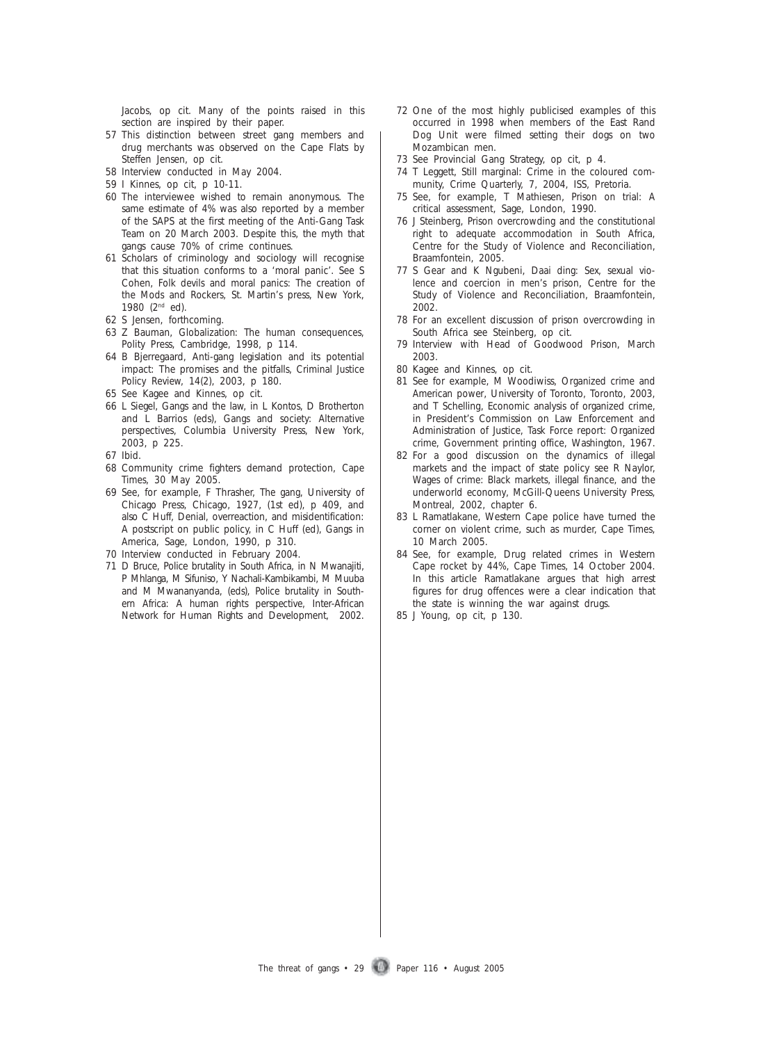Jacobs, op cit. Many of the points raised in this section are inspired by their paper.

57 This distinction between street gang members and drug merchants was observed on the Cape Flats by Steffen Jensen, op cit.

58 Interview conducted in May 2004.

59 I Kinnes, op cit, p 10-11.

60 The interviewee wished to remain anonymous. The same estimate of 4% was also reported by a member of the SAPS at the first meeting of the Anti-Gang Task Team on 20 March 2003. Despite this, the myth that gangs cause 70% of crime continues.

61 Scholars of criminology and sociology will recognise that this situation conforms to a 'moral panic'. See S Cohen, Folk devils and moral panics: The creation of the Mods and Rockers, St. Martin's press, New York, 1980 (2nd ed).

62 S Jensen, forthcoming.

63 Z Bauman, Globalization: The human consequences, Polity Press, Cambridge, 1998, p 114.

64 B Bjerregaard, Anti-gang legislation and its potential impact: The promises and the pitfalls, Criminal Justice Policy Review, 14(2), 2003, p 180.

65 See Kagee and Kinnes, op cit.

66 L Siegel, Gangs and the law, in L Kontos, D Brotherton and L Barrios (eds), Gangs and society: Alternative perspectives, Columbia University Press, New York, 2003, p 225.

67 Ibid.

68 Community crime fighters demand protection, Cape Times, 30 May 2005.

69 See, for example, F Thrasher, The gang, University of Chicago Press, Chicago, 1927, (1st ed), p 409, and also C Huff, Denial, overreaction, and misidentification: A postscript on public policy, in C Huff (ed), Gangs in America, Sage, London, 1990, p 310.

70 Interview conducted in February 2004.

71 D Bruce, Police brutality in South Africa, in N Mwanajiti, P Mhlanga, M Sifuniso, Y Nachali-Kambikambi, M Muuba and M Mwananyanda, (eds), Police brutality in Southern Africa: A human rights perspective, Inter-African Network for Human Rights and Development, 2002.

72 One of the most highly publicised examples of this occurred in 1998 when members of the East Rand Dog Unit were filmed setting their dogs on two Mozambican men.

73 See Provincial Gang Strategy, op cit, p 4.

74 T Leggett, Still marginal: Crime in the coloured community, Crime Quarterly, 7, 2004, ISS, Pretoria.

75 See, for example, T Mathiesen, Prison on trial: A critical assessment, Sage, London, 1990.

76 J Steinberg, Prison overcrowding and the constitutional right to adequate accommodation in South Africa, Centre for the Study of Violence and Reconciliation, Braamfontein, 2005.

77 S Gear and K Ngubeni, Daai ding: Sex, sexual violence and coercion in men's prison, Centre for the Study of Violence and Reconciliation, Braamfontein, 2002.

78 For an excellent discussion of prison overcrowding in South Africa see Steinberg, op cit.

79 Interview with Head of Goodwood Prison, March 2003.

80 Kagee and Kinnes, op cit.

81 See for example, M Woodiwiss, Organized crime and American power, University of Toronto, Toronto, 2003, and T Schelling, Economic analysis of organized crime, in President's Commission on Law Enforcement and Administration of Justice, Task Force report: Organized crime, Government printing office, Washington, 1967.

82 For a good discussion on the dynamics of illegal markets and the impact of state policy see R Naylor, Wages of crime: Black markets, illegal finance, and the underworld economy, McGill-Queens University Press, Montreal, 2002, chapter 6.

83 L Ramatlakane, Western Cape police have turned the corner on violent crime, such as murder, Cape Times, 10 March 2005.

84 See, for example, Drug related crimes in Western Cape rocket by 44%, Cape Times, 14 October 2004. In this article Ramatlakane argues that high arrest figures for drug offences were a clear indication that the state is winning the war against drugs.

85 J Young, op cit, p 130.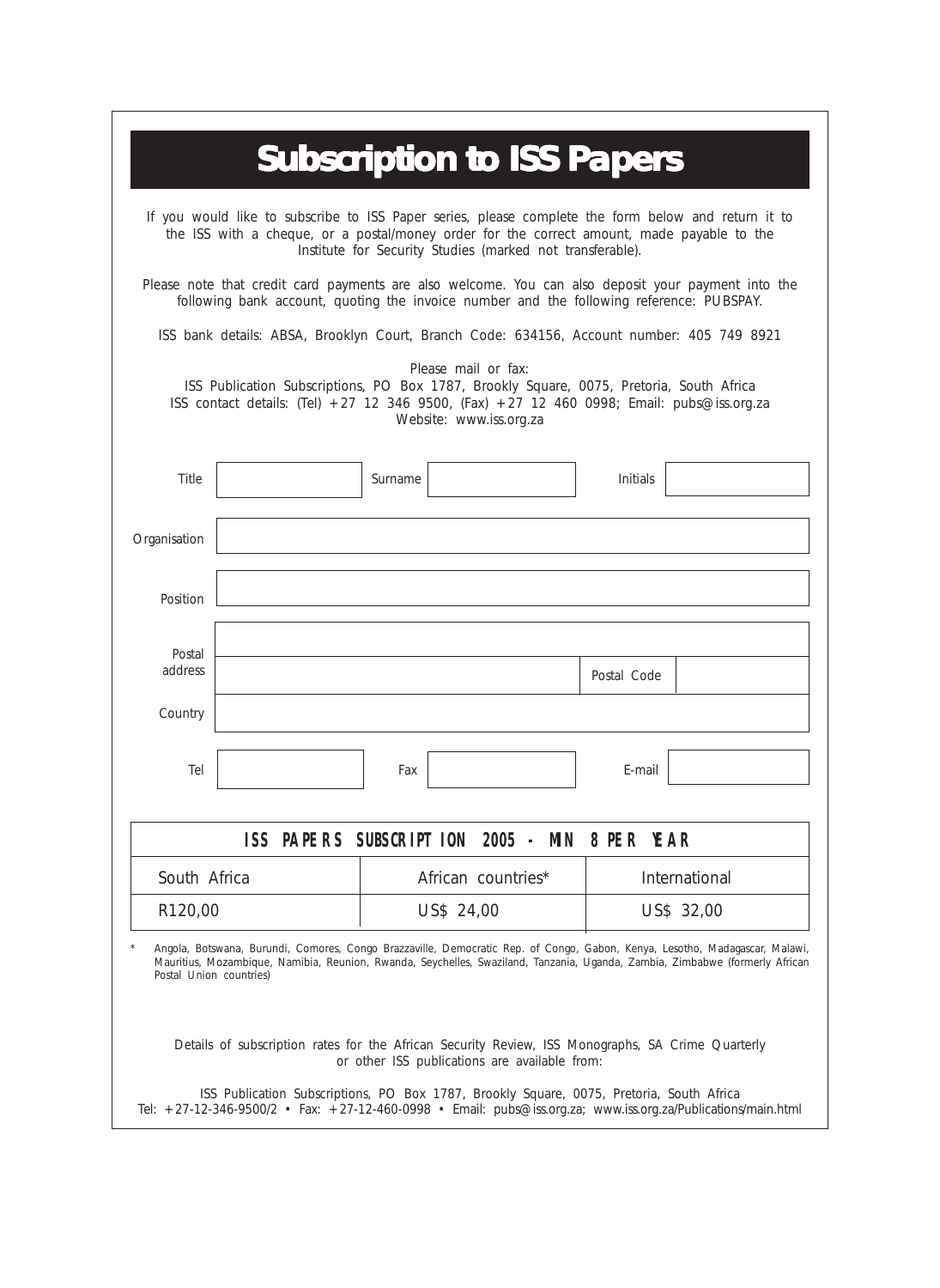# Subscription to ISS Papers

If you would like to subscribe to ISS Paper series, please complete the form below and return it to the ISS with a cheque, or a postal/money order for the correct amount, made payable to the Institute for Security Studies (marked not transferable).

Please note that credit card payments are also welcome. You can also deposit your payment into the following bank account, quoting the invoice number and the following reference: PUBSPAY.

ISS bank details: ABSA, Brooklyn Court, Branch Code: 634156, Account number: 405 749 8921

Please mail or fax:
ISS Publication Subscriptions, PO Box 1787, Brookly Square, 0075, Pretoria, South Africa
ISS contact details: (Tel) +27 12 346 9500, (Fax) +27 12 460 0998; Email: pubs@iss.org.za
Website: www.iss.org.za

| Title | | Surname | | Initials | |
|---|---|---|---|---|---|

| Organisation | |
|---|---|
| Position | |
| Postal address | |
| | Postal Code |
| Country | |

| Tel | | Fax | | E-mail | |
|---|---|---|---|---|---|

| ISS PAPERS SUBSCRIPTION 2005 - MIN 8 PER YEAR | | |
|---|---|---|
| South Africa | African countries* | International |
| R120,00 | US$ 24,00 | US$ 32,00 |

\* Angola, Botswana, Burundi, Comores, Congo Brazzaville, Democratic Rep. of Congo, Gabon, Kenya, Lesotho, Madagascar, Malawi, Mauritius, Mozambique, Namibia, Reunion, Rwanda, Seychelles, Swaziland, Tanzania, Uganda, Zambia, Zimbabwe (formerly African Postal Union countries)

Details of subscription rates for the African Security Review, ISS Monographs, SA Crime Quarterly or other ISS publications are available from:

ISS Publication Subscriptions, PO Box 1787, Brooklyn Square, 0075, Pretoria, South Africa
Tel: +27-12-346-9500/2 • Fax: +27-12-460-0998 • Email: pubs@iss.org.za; www.iss.org.za/Publications/main.html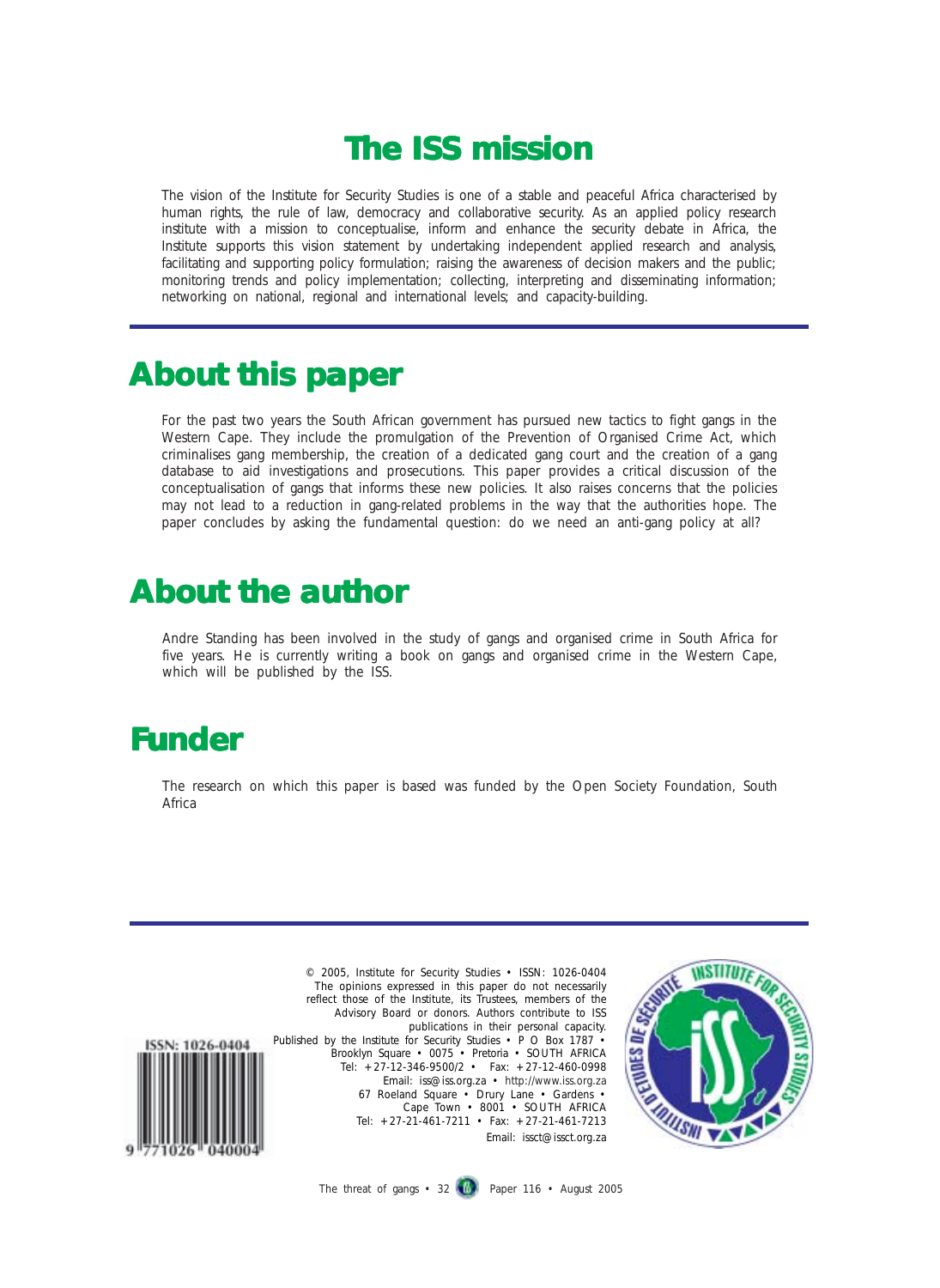# The ISS mission

The vision of the Institute for Security Studies is one of a stable and peaceful Africa characterised by human rights, the rule of law, democracy and collaborative security. As an applied policy research institute with a mission to conceptualise, inform and enhance the security debate in Africa, the Institute supports this vision statement by undertaking independent applied research and analysis, facilitating and supporting policy formulation; raising the awareness of decision makers and the public; monitoring trends and policy implementation; collecting, interpreting and disseminating information; networking on national, regional and international levels; and capacity-building.

# About this paper

For the past two years the South African government has pursued new tactics to fight gangs in the Western Cape. They include the promulgation of the Prevention of Organised Crime Act, which criminalises gang membership, the creation of a dedicated gang court and the creation of a gang database to aid investigations and prosecutions. This paper provides a critical discussion of the conceptualisation of gangs that informs these new policies. It also raises concerns that the policies may not lead to a reduction in gang-related problems in the way that the authorities hope. The paper concludes by asking the fundamental question: do we need an anti-gang policy at all?

# About the author

Andre Standing has been involved in the study of gangs and organised crime in South Africa for five years. He is currently writing a book on gangs and organised crime in the Western Cape, which will be published by the ISS.

# Funder

The research on which this paper is based was funded by the Open Society Foundation, South Africa

ISSN: 1026-0404

© 2005, Institute for Security Studies • ISSN: 1026-0404
The opinions expressed in this paper do not necessarily reflect those of the Institute, its Trustees, members of the Advisory Board or donors. Authors contribute to ISS publications in their personal capacity.
Published by the Institute for Security Studies • P O Box 1787 • Brooklyn Square • 0075 • Pretoria • SOUTH AFRICA
Tel: +27-12-346-9500/2 • Fax: +27-12-460-0998
Email: iss@iss.org.za • http://www.iss.org.za
67 Roeland Square • Drury Lane • Gardens • Cape Town • 8001 • SOUTH AFRICA
Tel: +27-21-461-7211 • Fax: +27-21-461-7213
Email: issct@issct.org.za